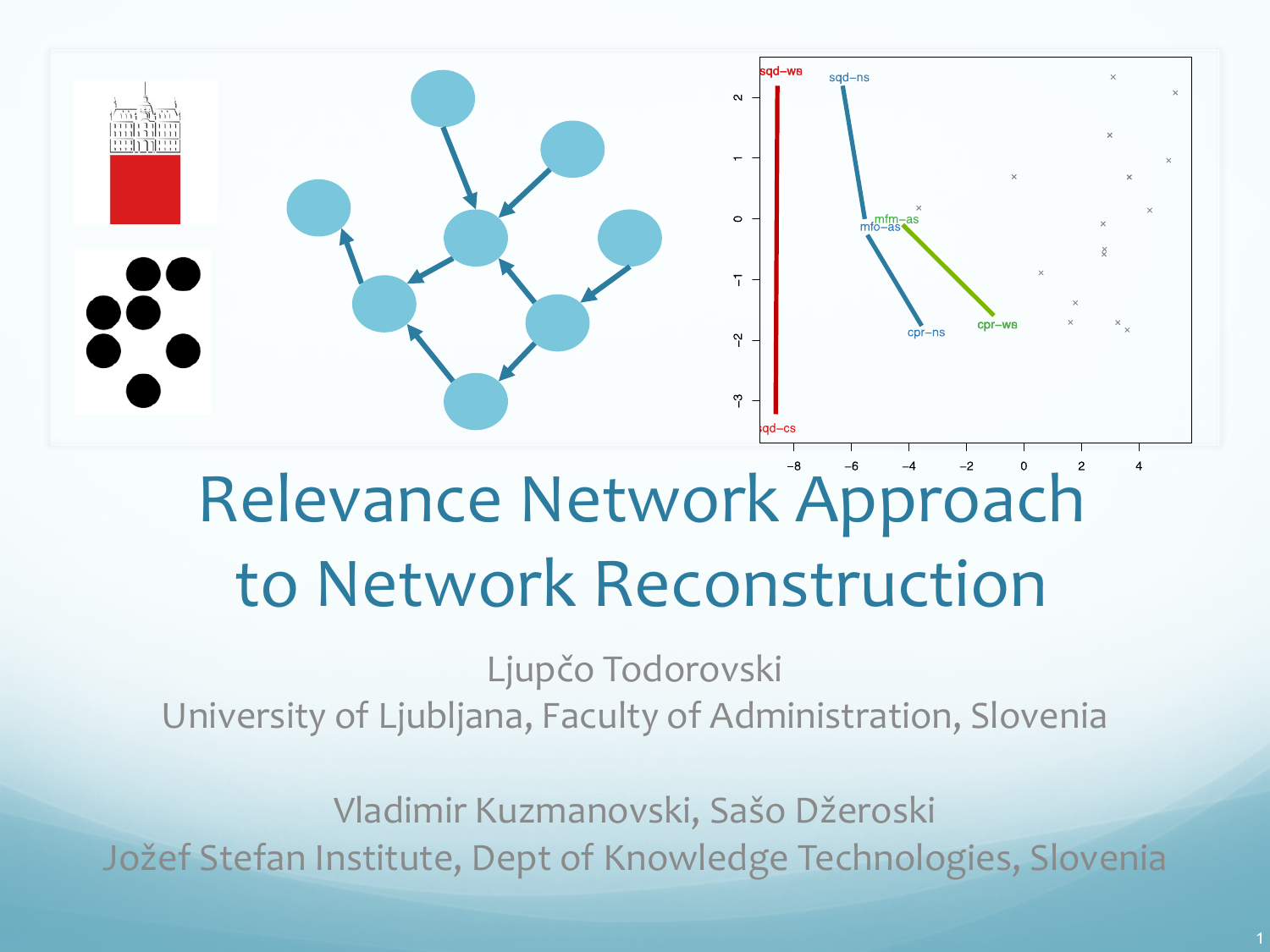# Relevance Network Approach to Network Reconstruction

Ljupčo Todorovski
University of Ljubljana, Faculty of Administration, Slovenia

Vladimir Kuzmanovski, Sašo Džeroski
Jožef Stefan Institute, Dept of Knowledge Technologies, Slovenia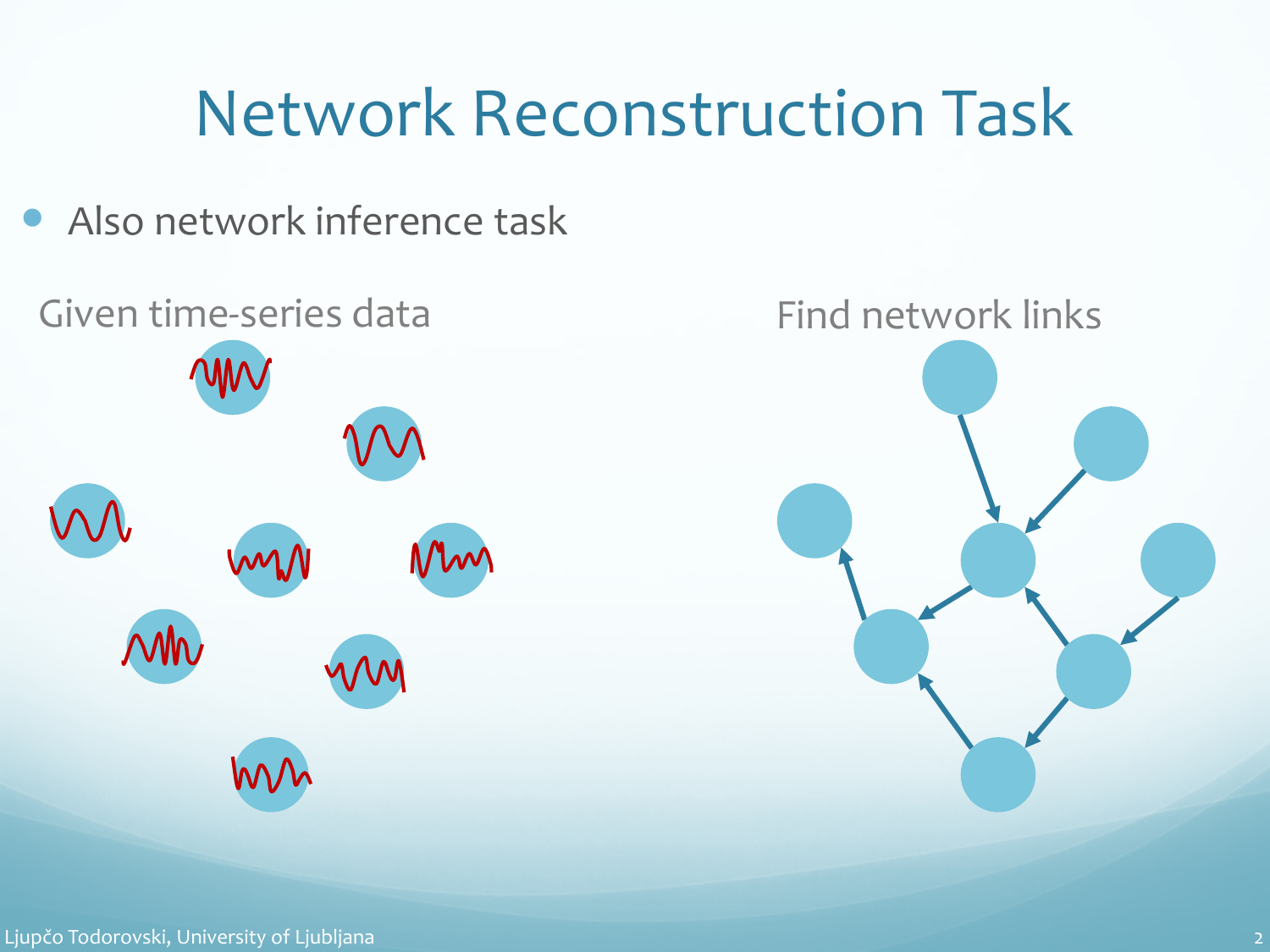# Network Reconstruction Task

- Also network inference task

Given time-series data

Find network links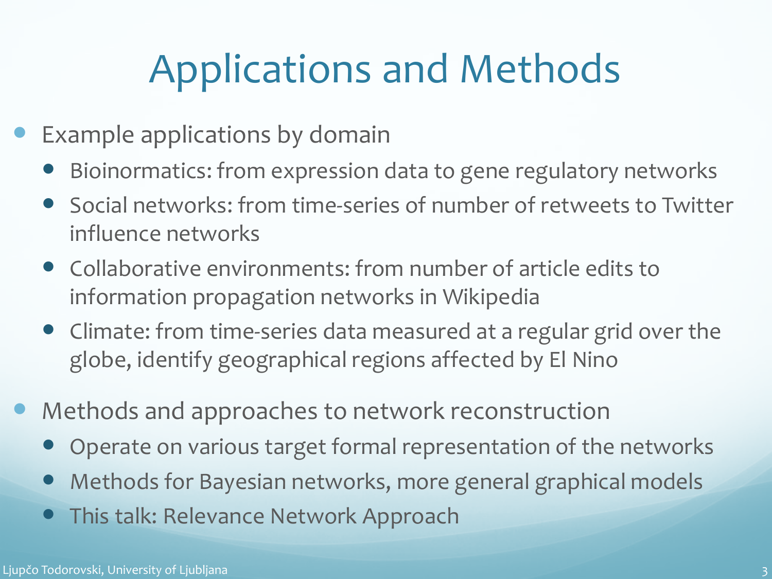# Applications and Methods

- Example applications by domain
  - Bioinormatics: from expression data to gene regulatory networks
  - Social networks: from time-series of number of retweets to Twitter influence networks
  - Collaborative environments: from number of article edits to information propagation networks in Wikipedia
  - Climate: from time-series data measured at a regular grid over the globe, identify geographical regions affected by El Nino
- Methods and approaches to network reconstruction
  - Operate on various target formal representation of the networks
  - Methods for Bayesian networks, more general graphical models
  - This talk: Relevance Network Approach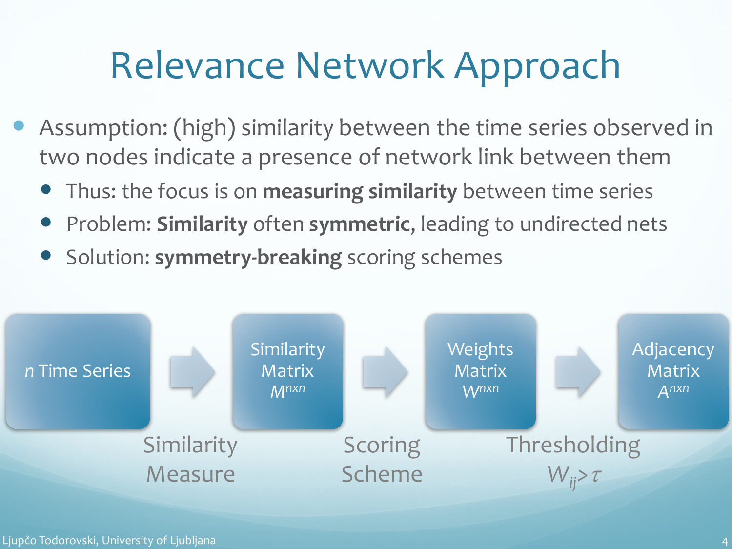# Relevance Network Approach

- Assumption: (high) similarity between the time series observed in two nodes indicate a presence of network link between them
  - Thus: the focus is on **measuring similarity** between time series
  - Problem: **Similarity** often **symmetric**, leading to undirected nets
  - Solution: **symmetry-breaking** scoring schemes

*n* Time Series → (Similarity Measure) → Similarity Matrix $M^{nxn}$ → (Scoring Scheme) → Weights Matrix $W^{nxn}$ → (Thresholding $W_{ij} > \tau$) → Adjacency Matrix $A^{nxn}$

Ljupčo Todorovski, University of Ljubljana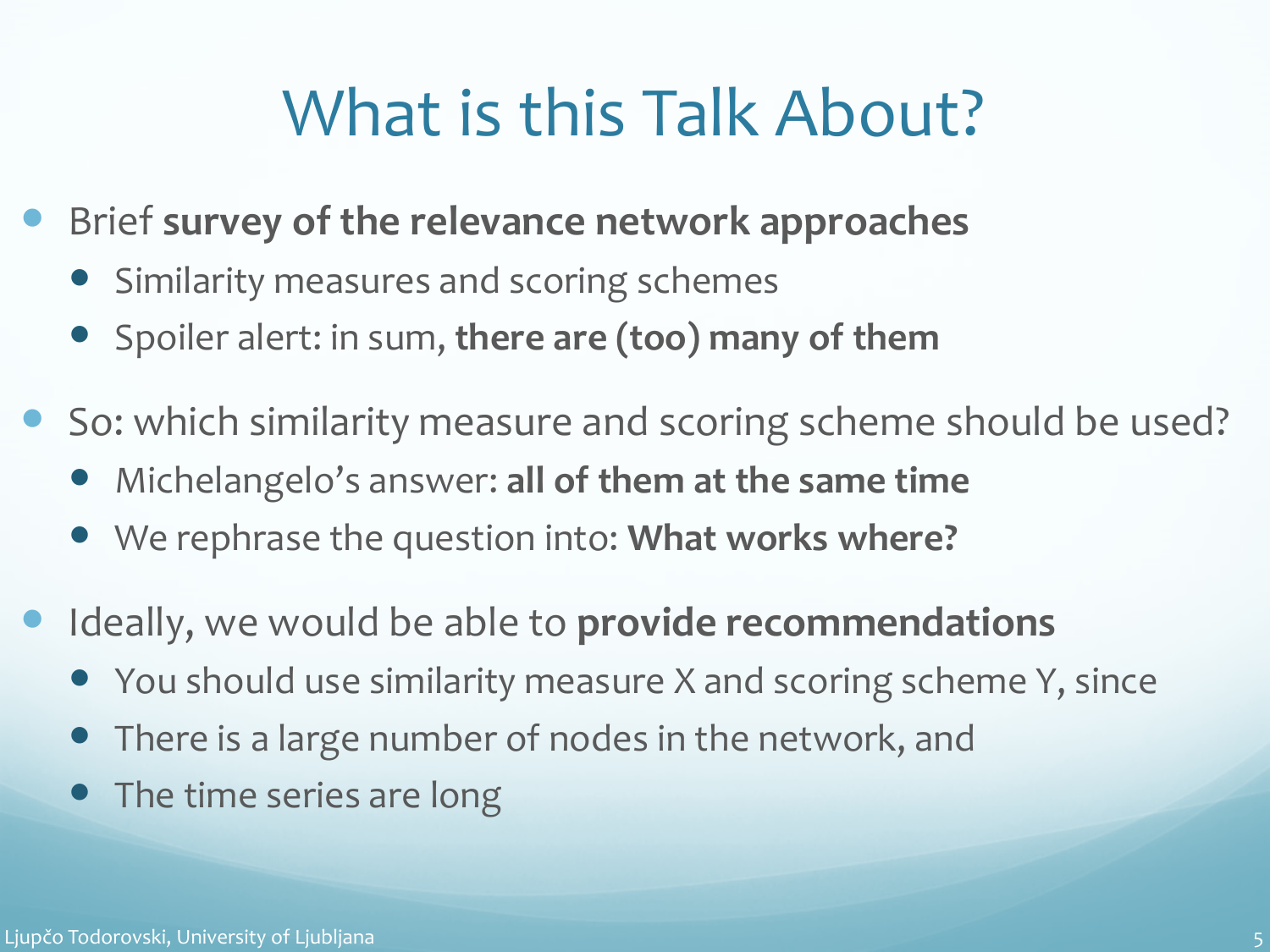# What is this Talk About?

- Brief **survey of the relevance network approaches**
  - Similarity measures and scoring schemes
  - Spoiler alert: in sum, **there are (too) many of them**
- So: which similarity measure and scoring scheme should be used?
  - Michelangelo's answer: **all of them at the same time**
  - We rephrase the question into: **What works where?**
- Ideally, we would be able to **provide recommendations**
  - You should use similarity measure X and scoring scheme Y, since
  - There is a large number of nodes in the network, and
  - The time series are long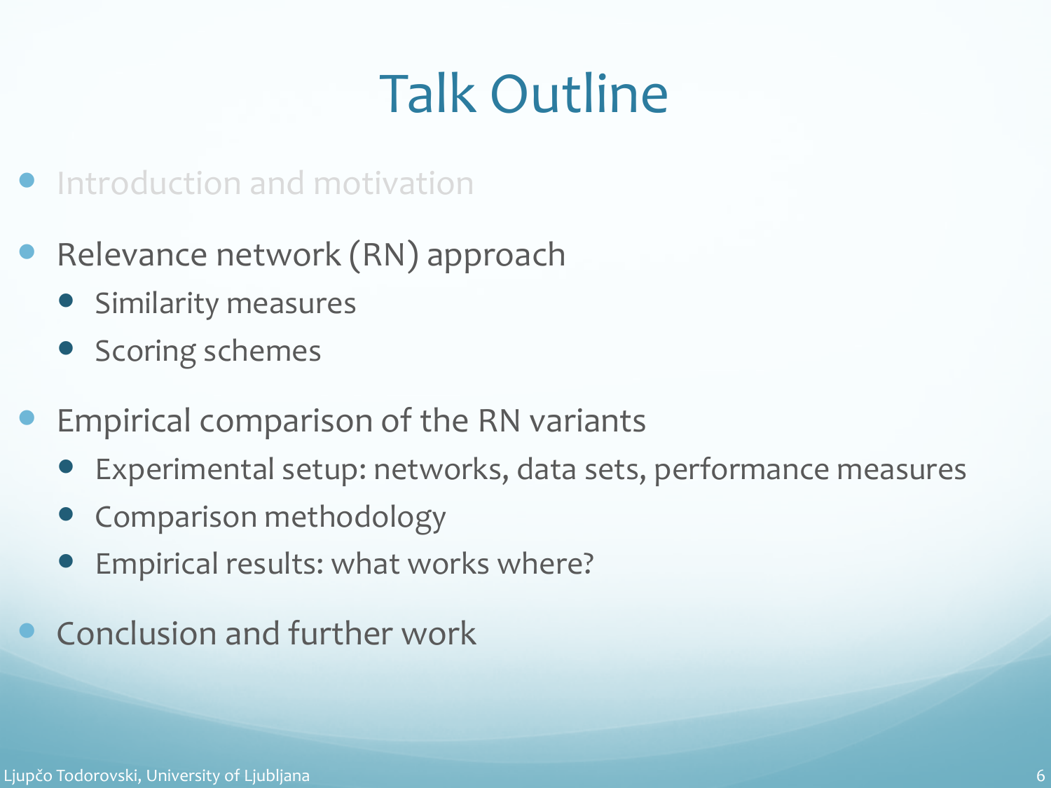# Talk Outline

- Introduction and motivation
- Relevance network (RN) approach
  - Similarity measures
  - Scoring schemes
- Empirical comparison of the RN variants
  - Experimental setup: networks, data sets, performance measures
  - Comparison methodology
  - Empirical results: what works where?
- Conclusion and further work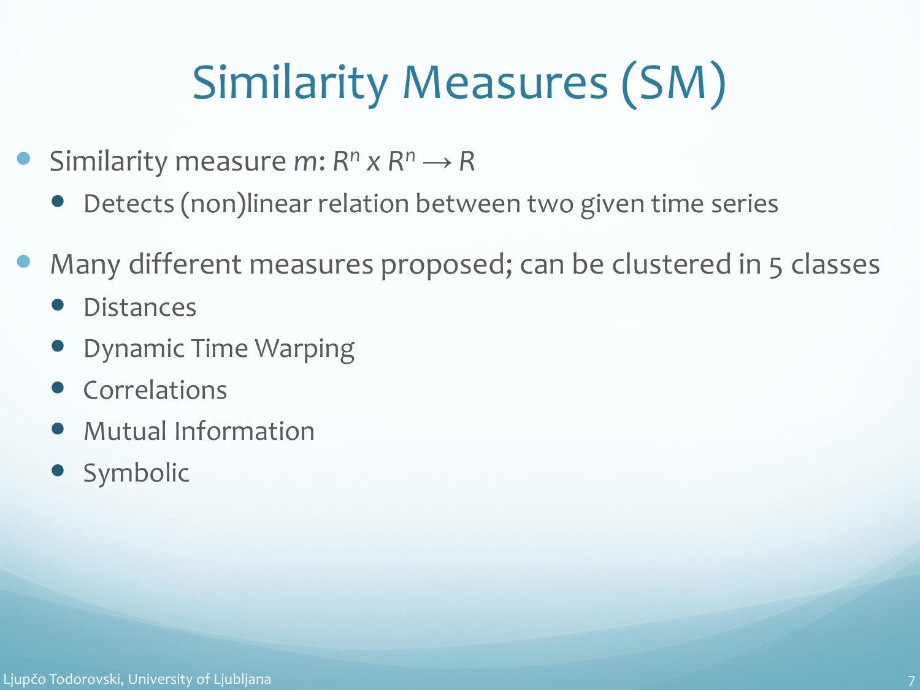# Similarity Measures (SM)

- Similarity measure $m: R^n \times R^n \rightarrow R$
  - Detects (non)linear relation between two given time series
- Many different measures proposed; can be clustered in 5 classes
  - Distances
  - Dynamic Time Warping
  - Correlations
  - Mutual Information
  - Symbolic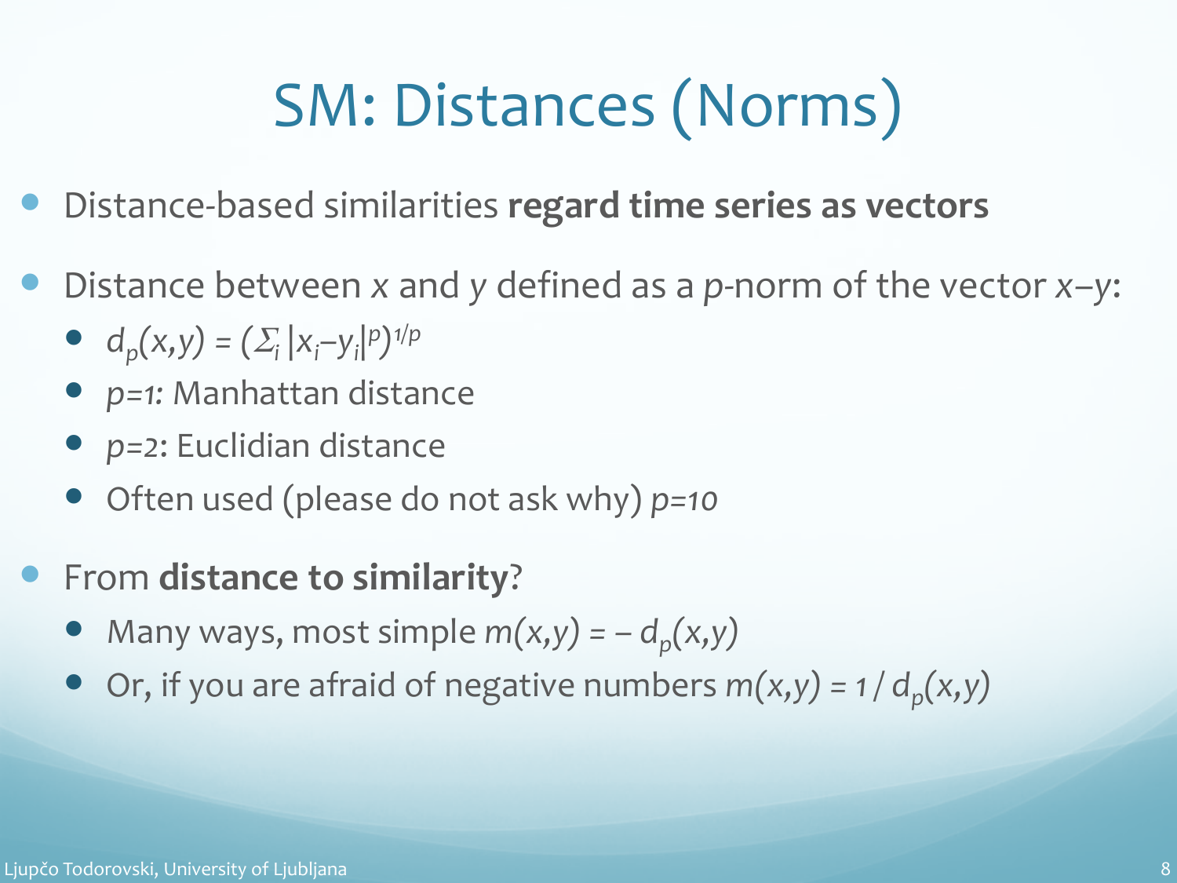# SM: Distances (Norms)

- Distance-based similarities **regard time series as vectors**
- Distance between $x$ and $y$ defined as a $p$-norm of the vector $x-y$:
  - $d_p(x,y) = (\Sigma_i |x_i-y_i|^p)^{1/p}$
  - $p=1$: Manhattan distance
  - $p=2$: Euclidian distance
  - Often used (please do not ask why) $p=10$
- From **distance to similarity**?
  - Many ways, most simple $m(x,y) = -d_p(x,y)$
  - Or, if you are afraid of negative numbers $m(x,y) = 1 / d_p(x,y)$

Ljupčo Todorovski, University of Ljubljana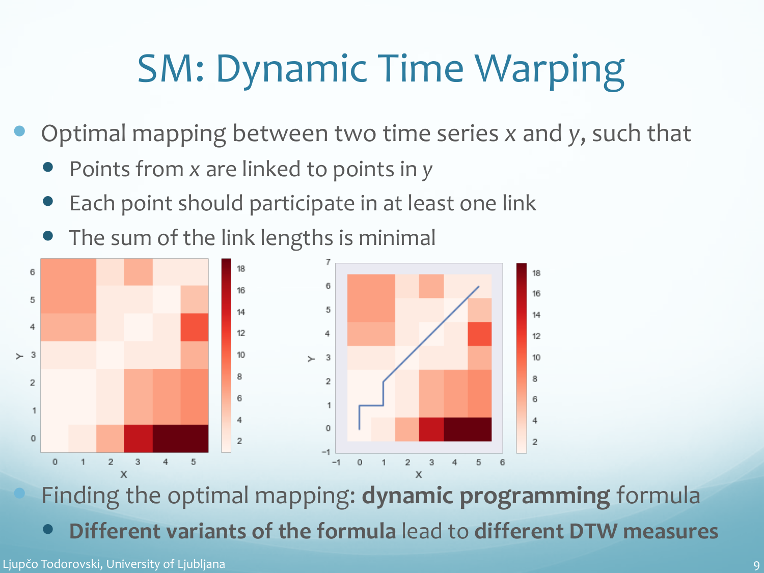# SM: Dynamic Time Warping

- Optimal mapping between two time series *x* and *y*, such that
  - Points from *x* are linked to points in *y*
  - Each point should participate in at least one link
  - The sum of the link lengths is minimal
- Finding the optimal mapping: **dynamic programming** formula
  - **Different variants of the formula** lead to **different DTW measures**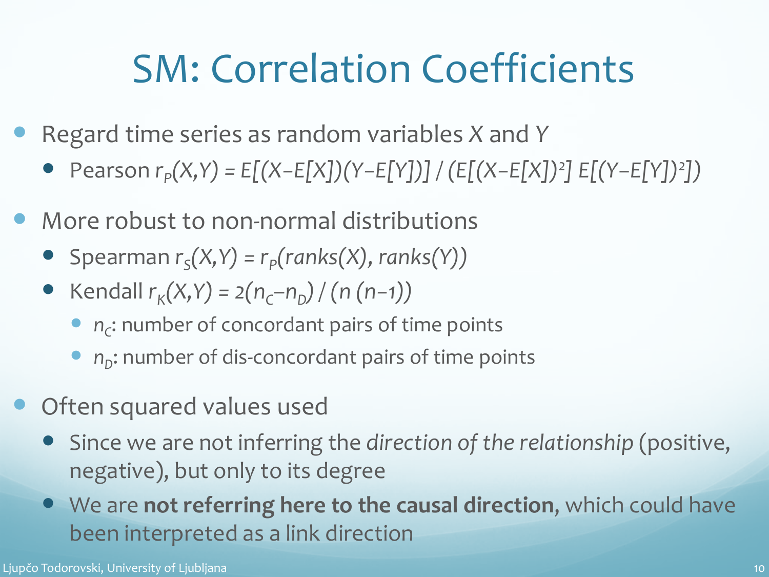# SM: Correlation Coefficients

- Regard time series as random variables $X$ and $Y$
  - Pearson $r_P(X,Y) = E[(X-E[X])(Y-E[Y])] / (E[(X-E[X])^2]\ E[(Y-E[Y])^2])$
- More robust to non-normal distributions
  - Spearman $r_S(X,Y) = r_P(ranks(X), ranks(Y))$
  - Kendall $r_K(X,Y) = 2(n_C-n_D) / (n\ (n-1))$
    - $n_C$: number of concordant pairs of time points
    - $n_D$: number of dis-concordant pairs of time points
- Often squared values used
  - Since we are not inferring the *direction of the relationship* (positive, negative), but only to its degree
  - We are **not referring here to the causal direction**, which could have been interpreted as a link direction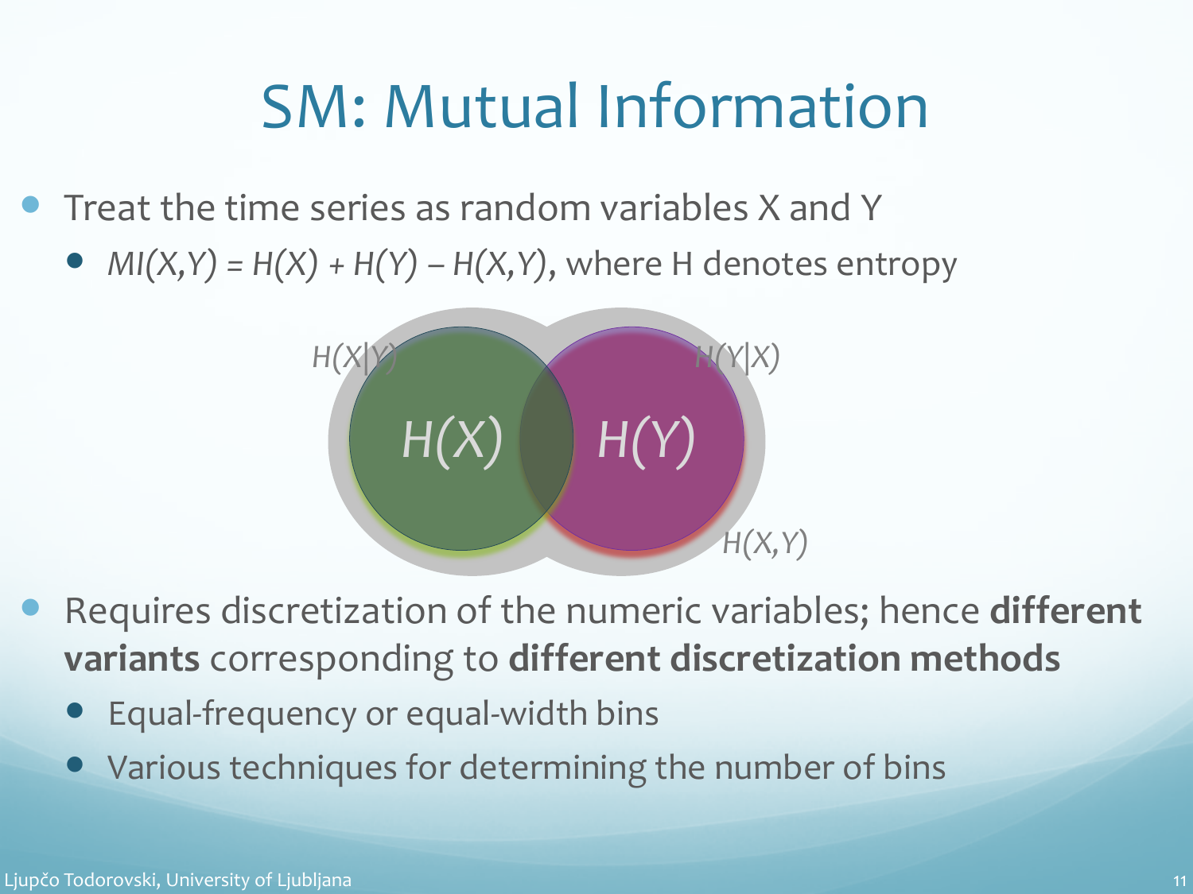# SM: Mutual Information

- Treat the time series as random variables X and Y
  - $MI(X,Y) = H(X) + H(Y) - H(X,Y)$, where H denotes entropy

$H(X|Y)$ $H(Y|X)$

$H(X)$ $H(Y)$

$H(X,Y)$

- Requires discretization of the numeric variables; hence **different variants** corresponding to **different discretization methods**
  - Equal-frequency or equal-width bins
  - Various techniques for determining the number of bins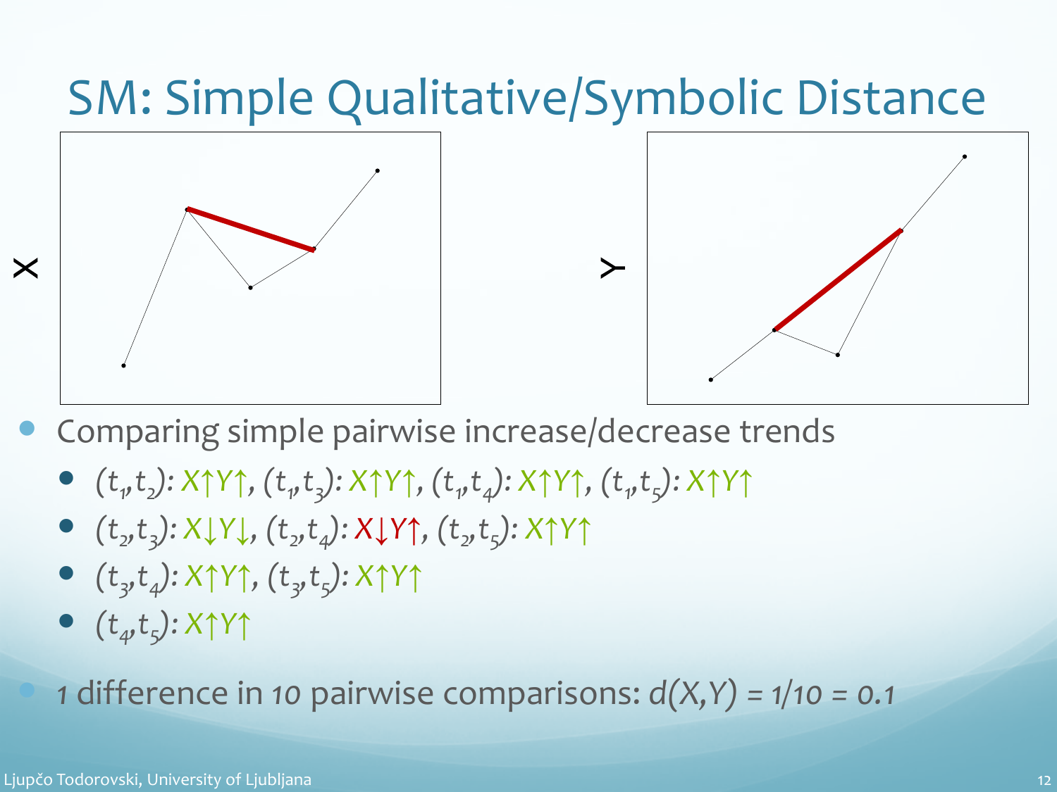# SM: Simple Qualitative/Symbolic Distance

- Comparing simple pairwise increase/decrease trends
  - $(t_1,t_2)$: X↑Y↑, $(t_1,t_3)$: X↑Y↑, $(t_1,t_4)$: X↑Y↑, $(t_1,t_5)$: X↑Y↑
  - $(t_2,t_3)$: X↓Y↓, $(t_2,t_4)$: X↓Y↑, $(t_2,t_5)$: X↑Y↑
  - $(t_3,t_4)$: X↑Y↑, $(t_3,t_5)$: X↑Y↑
  - $(t_4,t_5)$: X↑Y↑
- *1* difference in *10* pairwise comparisons: $d(X,Y) = 1/10 = 0.1$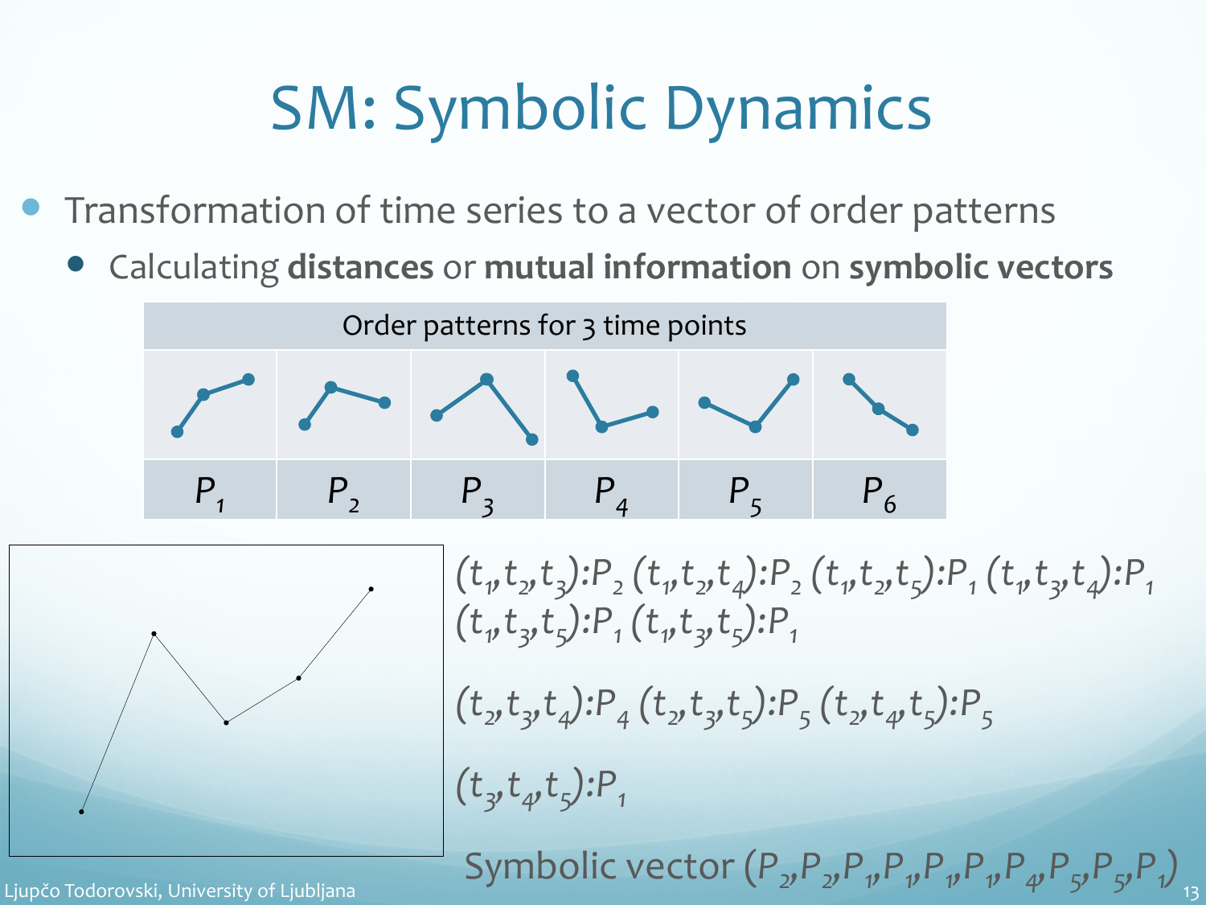# SM: Symbolic Dynamics

- Transformation of time series to a vector of order patterns
  - Calculating **distances** or **mutual information** on **symbolic vectors**

| Order patterns for 3 time points | | | | | |
|---|---|---|---|---|---|
| | | | | | |
| $P_1$ | $P_2$ | $P_3$ | $P_4$ | $P_5$ | $P_6$ |

$(t_1,t_2,t_3){:}P_2$ $(t_1,t_2,t_4){:}P_2$ $(t_1,t_2,t_5){:}P_1$ $(t_1,t_3,t_4){:}P_1$ $(t_1,t_3,t_5){:}P_1$ $(t_1,t_3,t_5){:}P_1$

$(t_2,t_3,t_4){:}P_4$ $(t_2,t_3,t_5){:}P_5$ $(t_2,t_4,t_5){:}P_5$

$(t_3,t_4,t_5){:}P_1$

Symbolic vector $(P_2,P_2,P_1,P_1,P_1,P_1,P_4,P_5,P_5,P_1)$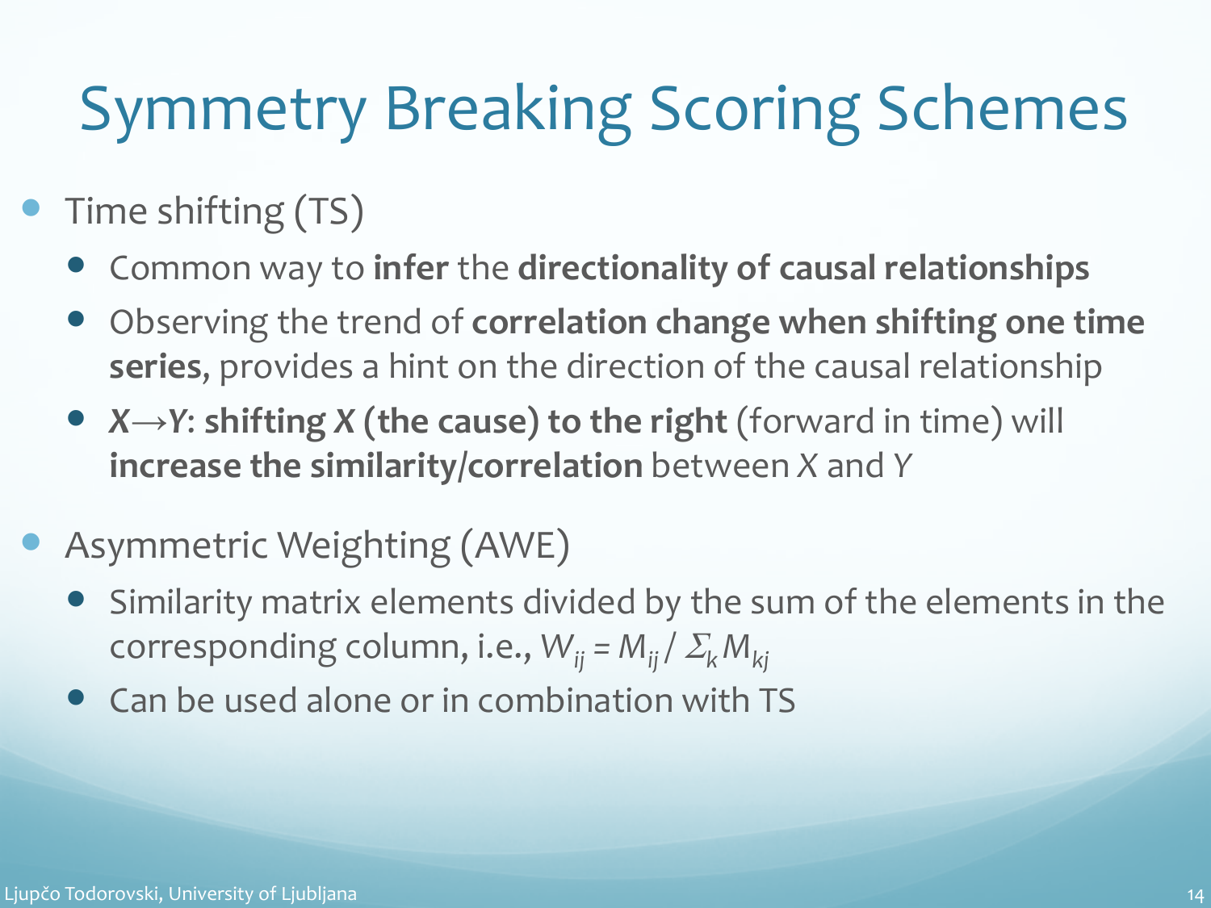# Symmetry Breaking Scoring Schemes

- Time shifting (TS)
  - Common way to **infer** the **directionality of causal relationships**
  - Observing the trend of **correlation change when shifting one time series**, provides a hint on the direction of the causal relationship
  - ***X*→*Y*: shifting *X* (the cause) to the right** (forward in time) will **increase the similarity/correlation** between *X* and *Y*

- Asymmetric Weighting (AWE)
  - Similarity matrix elements divided by the sum of the elements in the corresponding column, i.e., $W_{ij} = M_{ij} / \Sigma_k M_{kj}$
  - Can be used alone or in combination with TS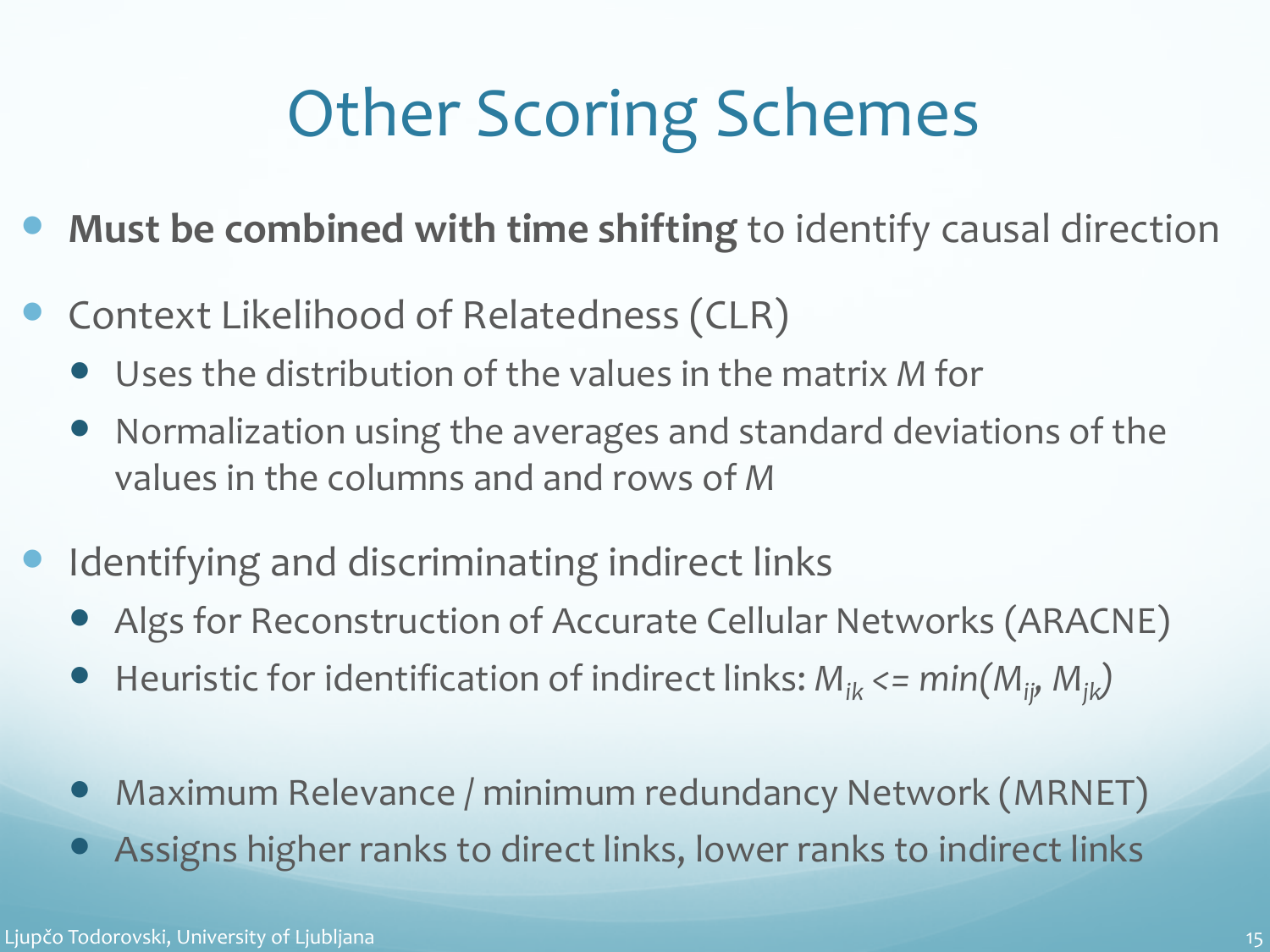# Other Scoring Schemes

- **Must be combined with time shifting** to identify causal direction
- Context Likelihood of Relatedness (CLR)
  - Uses the distribution of the values in the matrix *M* for
  - Normalization using the averages and standard deviations of the values in the columns and and rows of *M*
- Identifying and discriminating indirect links
  - Algs for Reconstruction of Accurate Cellular Networks (ARACNE)
  - Heuristic for identification of indirect links: $M_{ik} <= min(M_{ij}, M_{jk})$
  - Maximum Relevance / minimum redundancy Network (MRNET)
  - Assigns higher ranks to direct links, lower ranks to indirect links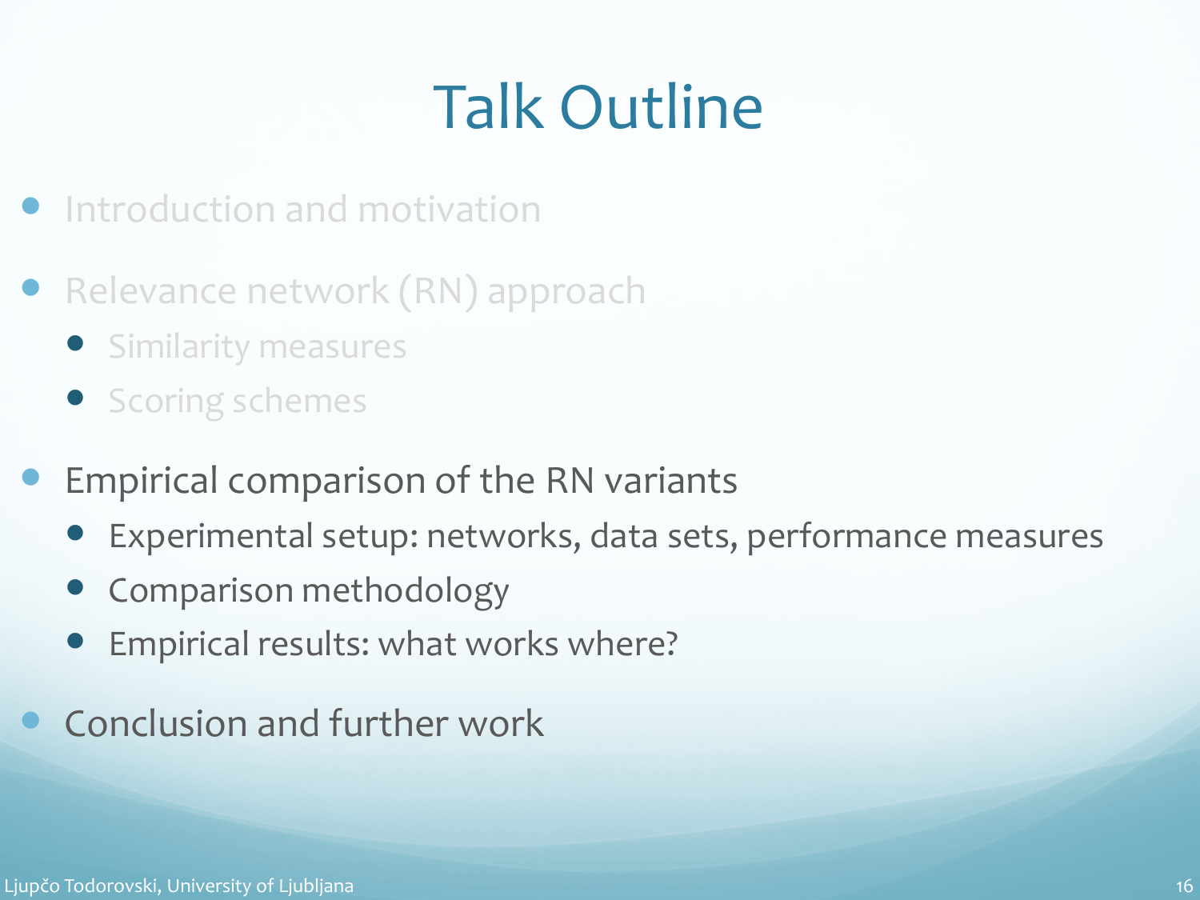# Talk Outline

- Introduction and motivation
- Relevance network (RN) approach
  - Similarity measures
  - Scoring schemes
- Empirical comparison of the RN variants
  - Experimental setup: networks, data sets, performance measures
  - Comparison methodology
  - Empirical results: what works where?
- Conclusion and further work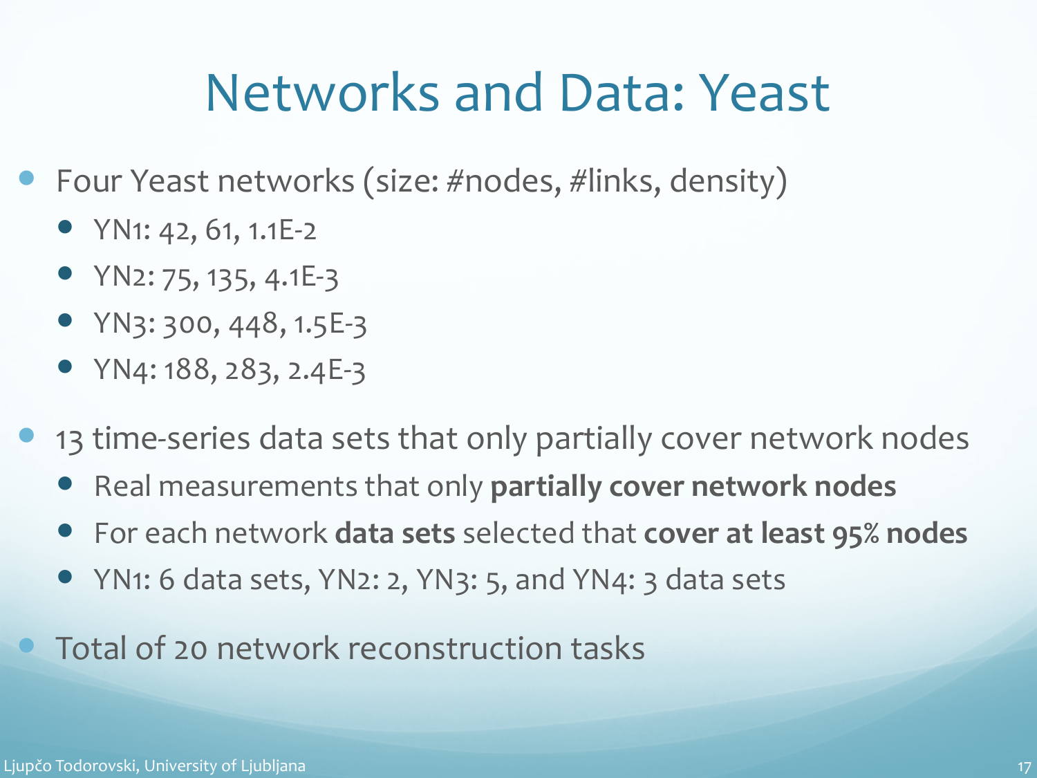# Networks and Data: Yeast

- Four Yeast networks (size: #nodes, #links, density)
  - YN1: 42, 61, 1.1E-2
  - YN2: 75, 135, 4.1E-3
  - YN3: 300, 448, 1.5E-3
  - YN4: 188, 283, 2.4E-3
- 13 time-series data sets that only partially cover network nodes
  - Real measurements that only **partially cover network nodes**
  - For each network **data sets** selected that **cover at least 95% nodes**
  - YN1: 6 data sets, YN2: 2, YN3: 5, and YN4: 3 data sets
- Total of 20 network reconstruction tasks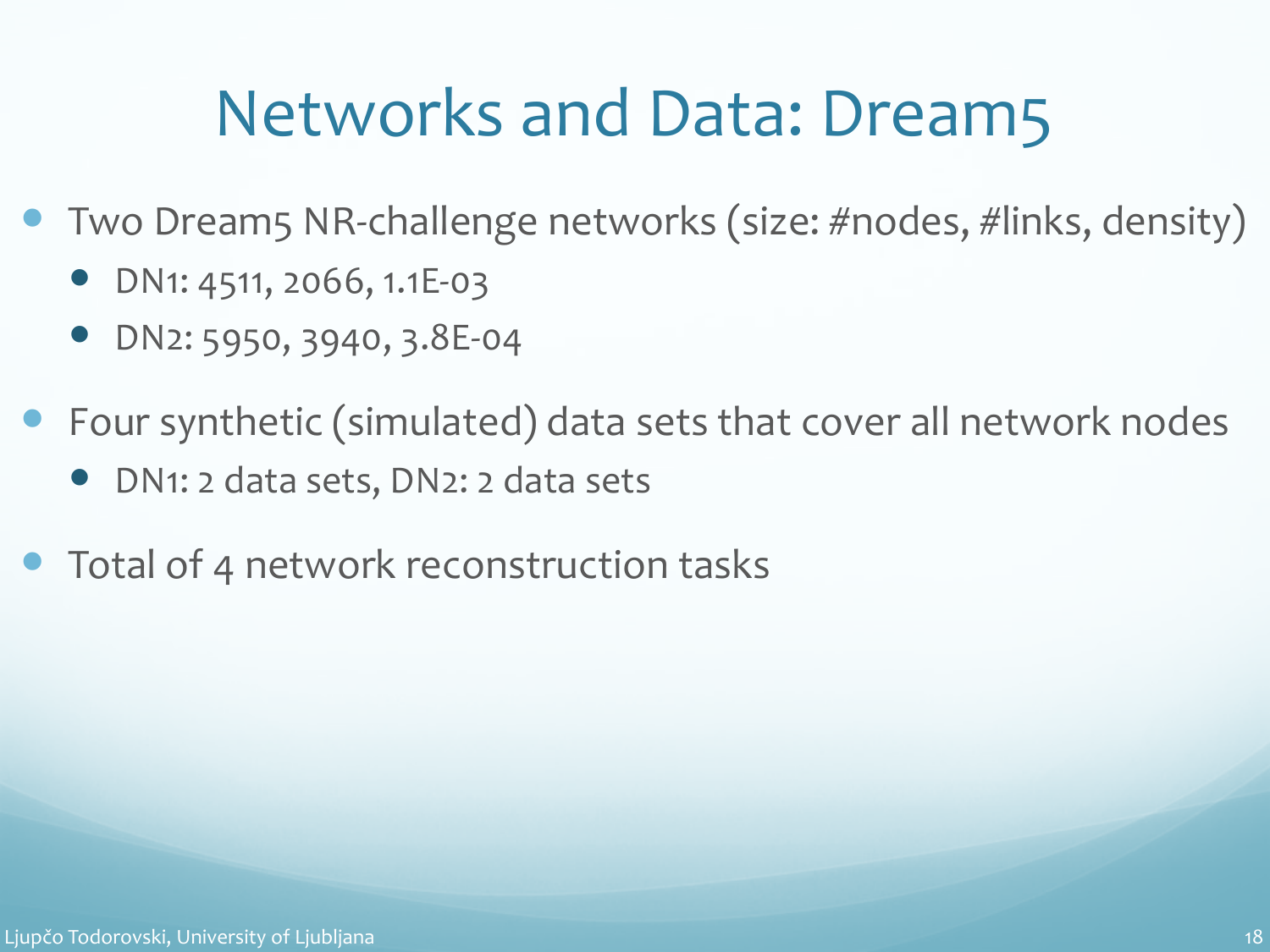# Networks and Data: Dream5

- Two Dream5 NR-challenge networks (size: #nodes, #links, density)
  - DN1: 4511, 2066, 1.1E-03
  - DN2: 5950, 3940, 3.8E-04
- Four synthetic (simulated) data sets that cover all network nodes
  - DN1: 2 data sets, DN2: 2 data sets
- Total of 4 network reconstruction tasks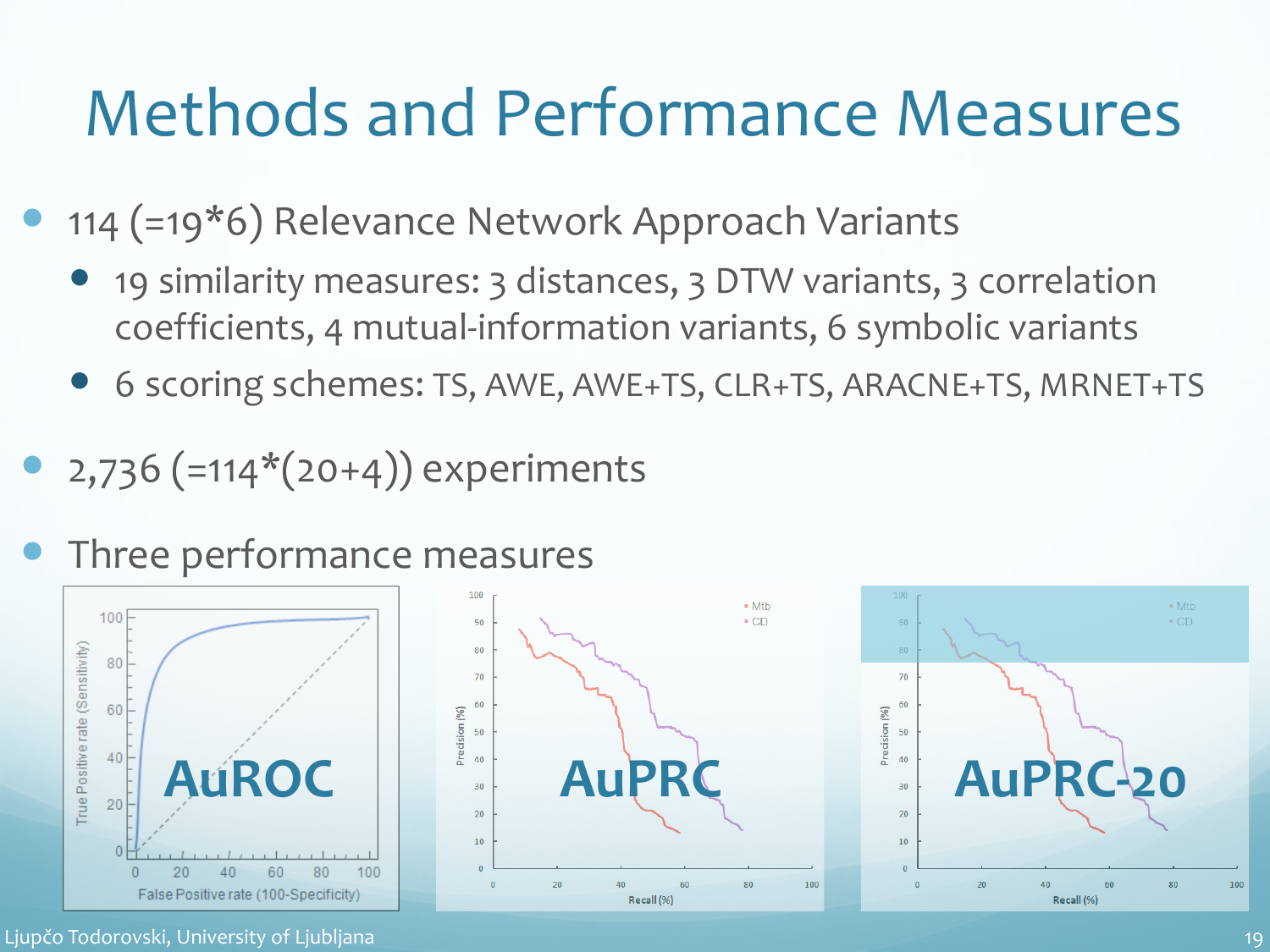# Methods and Performance Measures

- 114 (=19*6) Relevance Network Approach Variants
  - 19 similarity measures: 3 distances, 3 DTW variants, 3 correlation coefficients, 4 mutual-information variants, 6 symbolic variants
  - 6 scoring schemes: TS, AWE, AWE+TS, CLR+TS, ARACNE+TS, MRNET+TS
- 2,736 (=114*(20+4)) experiments
- Three performance measures

**AuROC** **AuPRC** **AuPRC-20**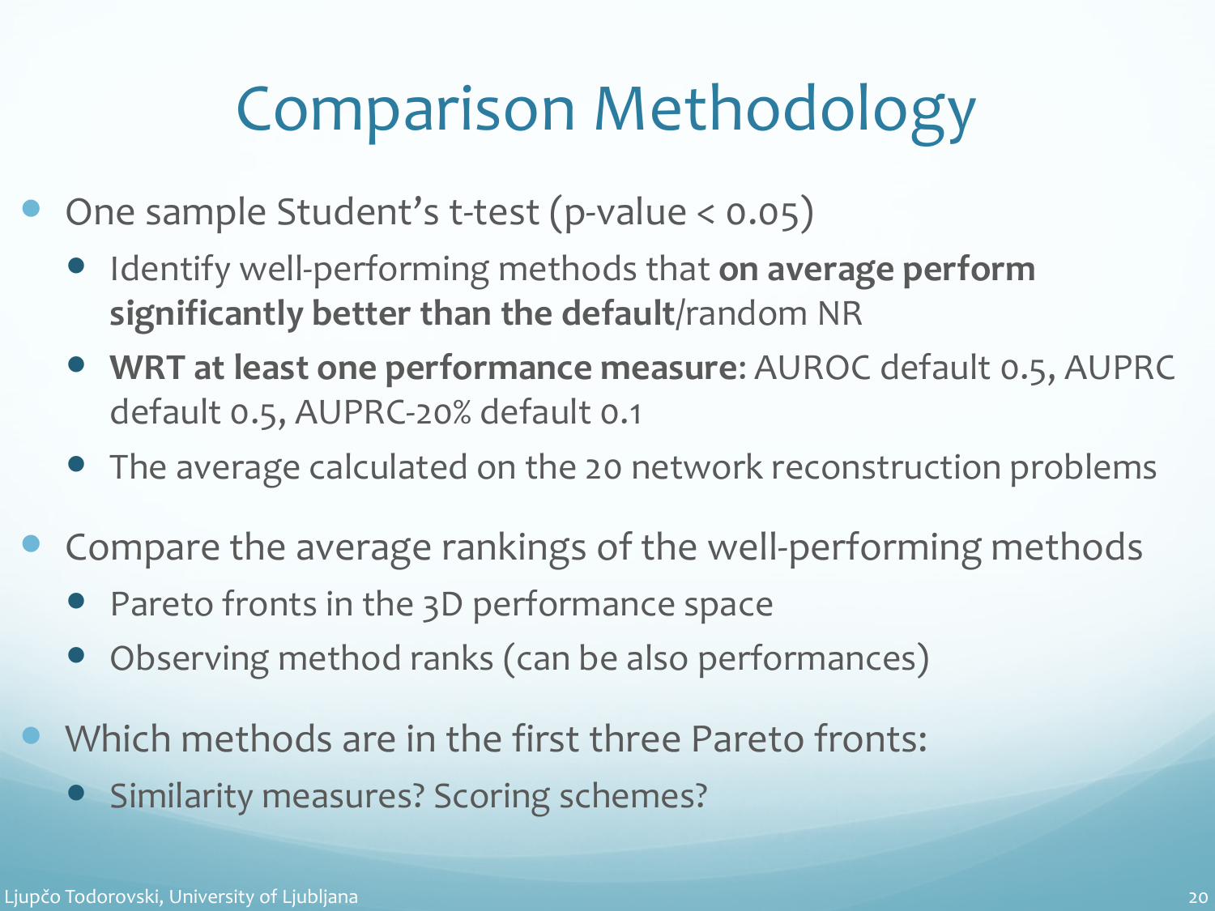# Comparison Methodology

- One sample Student's t-test ($p$-value < 0.05)
  - Identify well-performing methods that **on average perform significantly better than the default**/random NR
  - **WRT at least one performance measure**: AUROC default 0.5, AUPRC default 0.5, AUPRC-20% default 0.1
  - The average calculated on the 20 network reconstruction problems
- Compare the average rankings of the well-performing methods
  - Pareto fronts in the 3D performance space
  - Observing method ranks (can be also performances)
- Which methods are in the first three Pareto fronts:
  - Similarity measures? Scoring schemes?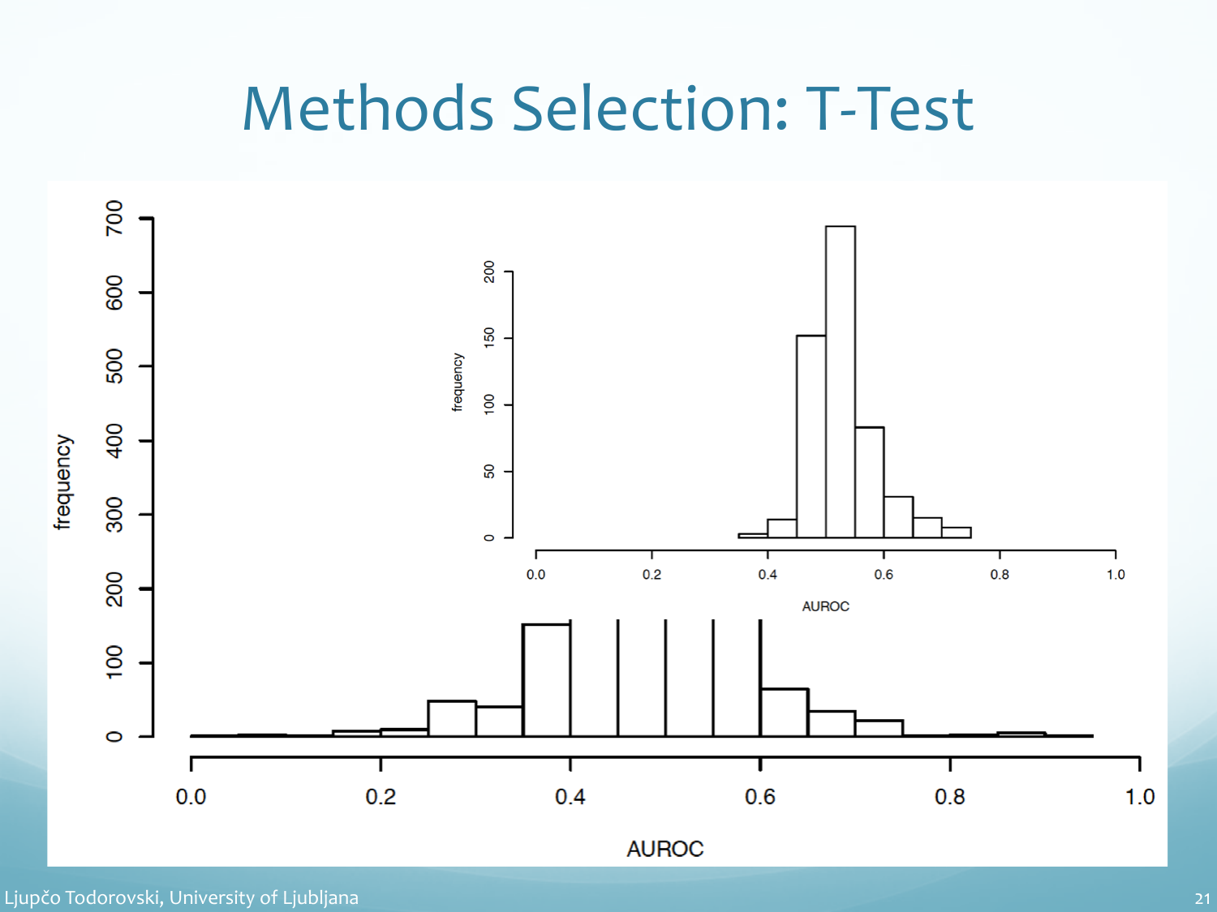# Methods Selection: T-Test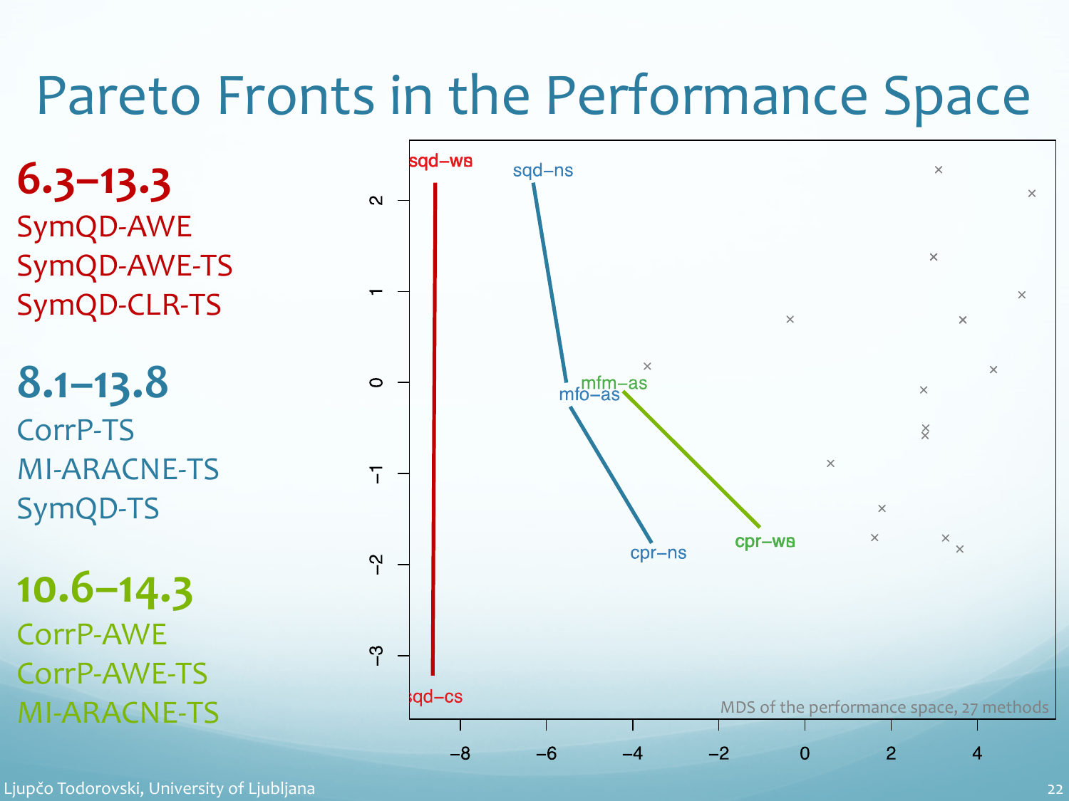# Pareto Fronts in the Performance Space

**6.3–13.3**

SymQD-AWE
SymQD-AWE-TS
SymQD-CLR-TS

**8.1–13.8**

CorrP-TS
MI-ARACNE-TS
SymQD-TS

**10.6–14.3**

CorrP-AWE
CorrP-AWE-TS
MI-ARACNE-TS

MDS of the performance space, 27 methods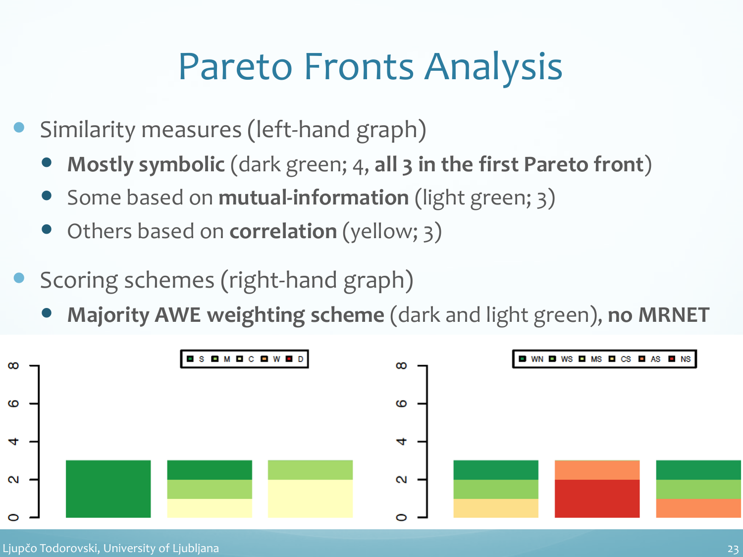# Pareto Fronts Analysis

- Similarity measures (left-hand graph)
  - **Mostly symbolic** (dark green; 4, **all 3 in the first Pareto front**)
  - Some based on **mutual-information** (light green; 3)
  - Others based on **correlation** (yellow; 3)
- Scoring schemes (right-hand graph)
  - **Majority AWE weighting scheme** (dark and light green), **no MRNET**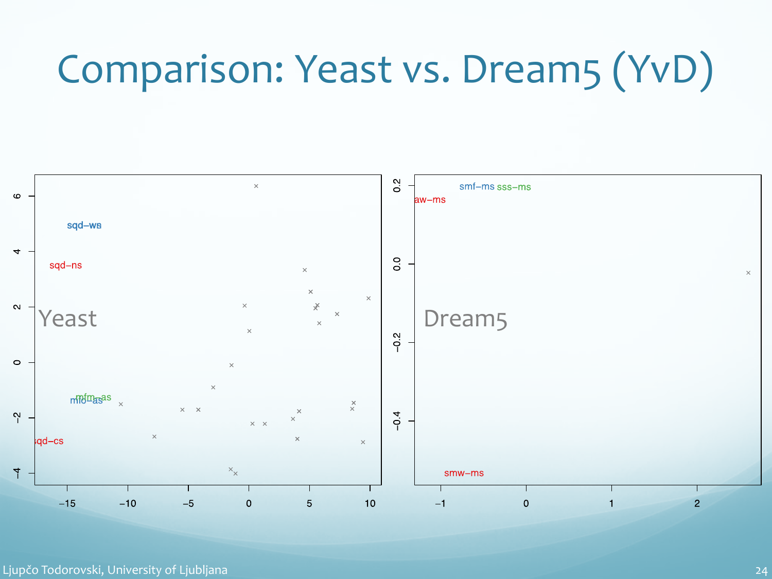# Comparison: Yeast vs. Dream5 (YvD)

Yeast

sqd–ws

sqd–ns

mfm–as

mlo–as

sqd–cs

Dream5

smf–ms sss–ms

aw–ms

smw–ms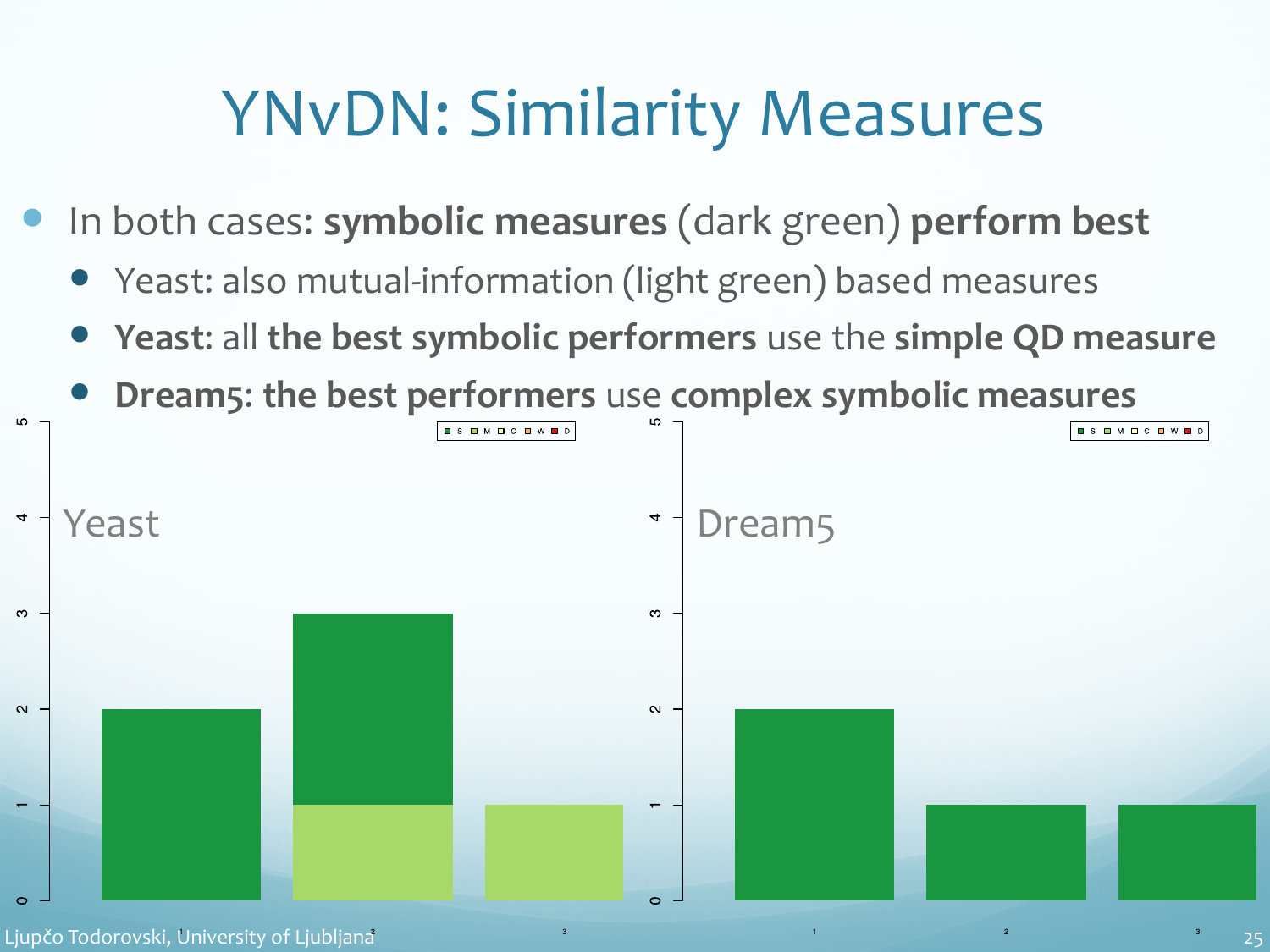# YNvDN: Similarity Measures

- In both cases: **symbolic measures** (dark green) **perform best**
  - Yeast: also mutual-information (light green) based measures
  - **Yeast**: all **the best symbolic performers** use the **simple QD measure**
  - **Dream5: the best performers** use **complex symbolic measures**

Yeast

Dream5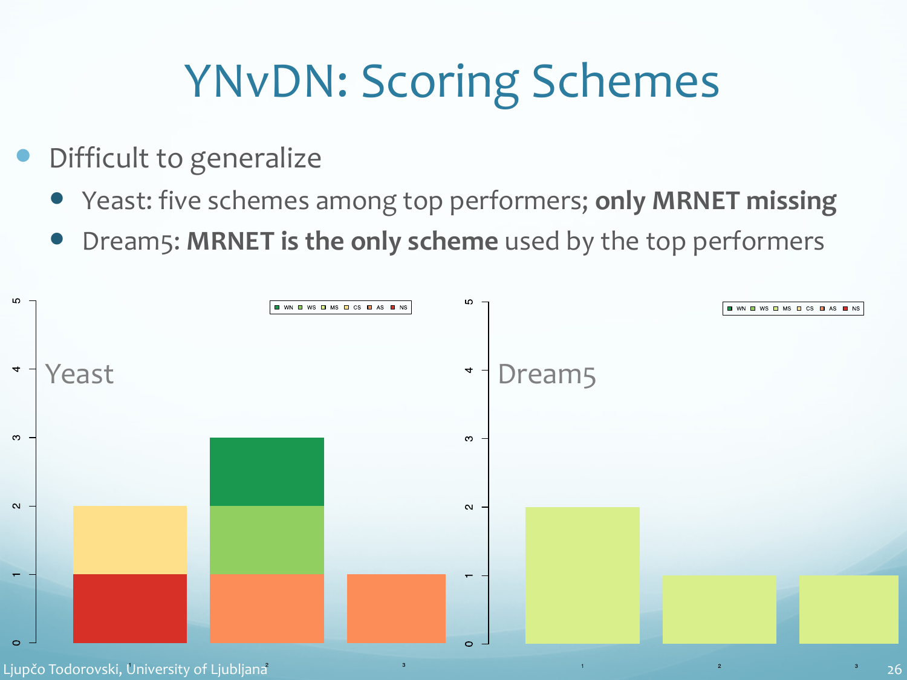# YNvDN: Scoring Schemes

- Difficult to generalize
  - Yeast: five schemes among top performers; **only MRNET missing**
  - Dream5: **MRNET is the only scheme** used by the top performers

Yeast

WN WS MS CS AS NS

Dream5

WN WS MS CS AS NS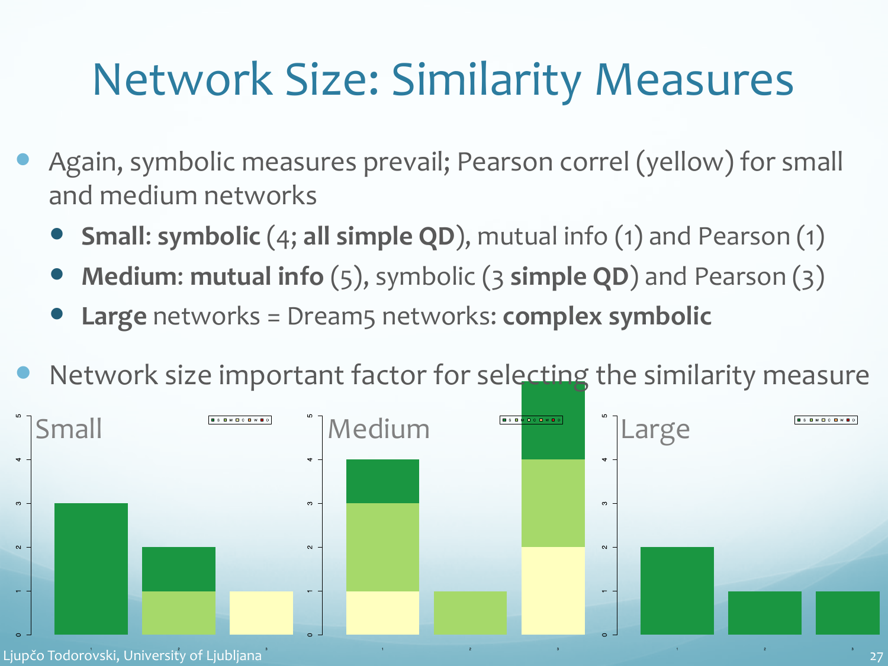# Network Size: Similarity Measures

- Again, symbolic measures prevail; Pearson correl (yellow) for small and medium networks
  - **Small**: **symbolic** (4; **all simple QD**), mutual info (1) and Pearson (1)
  - **Medium**: **mutual info** (5), symbolic (3 **simple QD**) and Pearson (3)
  - **Large** networks = Dream5 networks: **complex symbolic**
- Network size important factor for selecting the similarity measure

Small

Medium

Large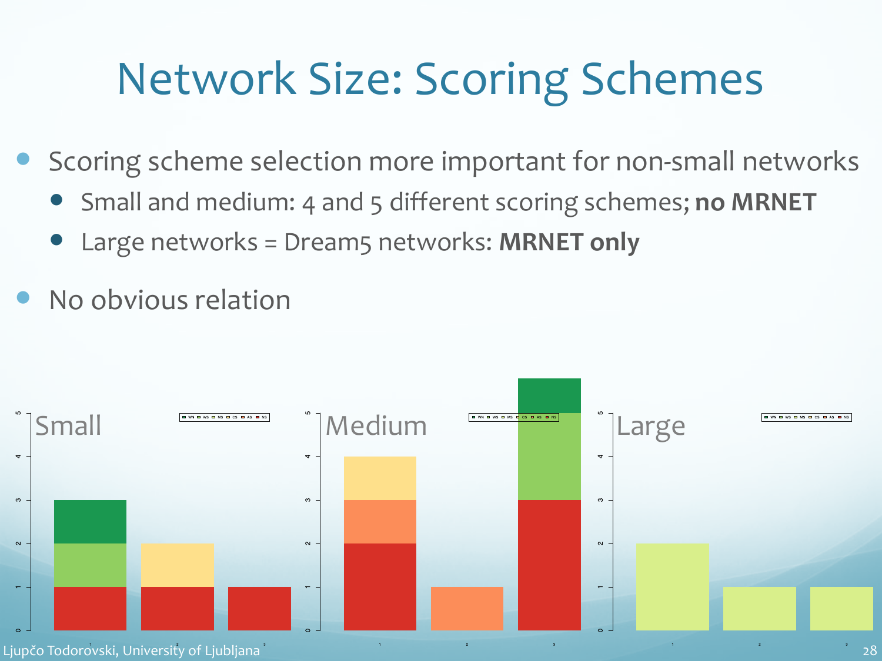# Network Size: Scoring Schemes

- Scoring scheme selection more important for non-small networks
  - Small and medium: 4 and 5 different scoring schemes; **no MRNET**
  - Large networks = Dream5 networks: **MRNET only**
- No obvious relation

Small

Medium

Large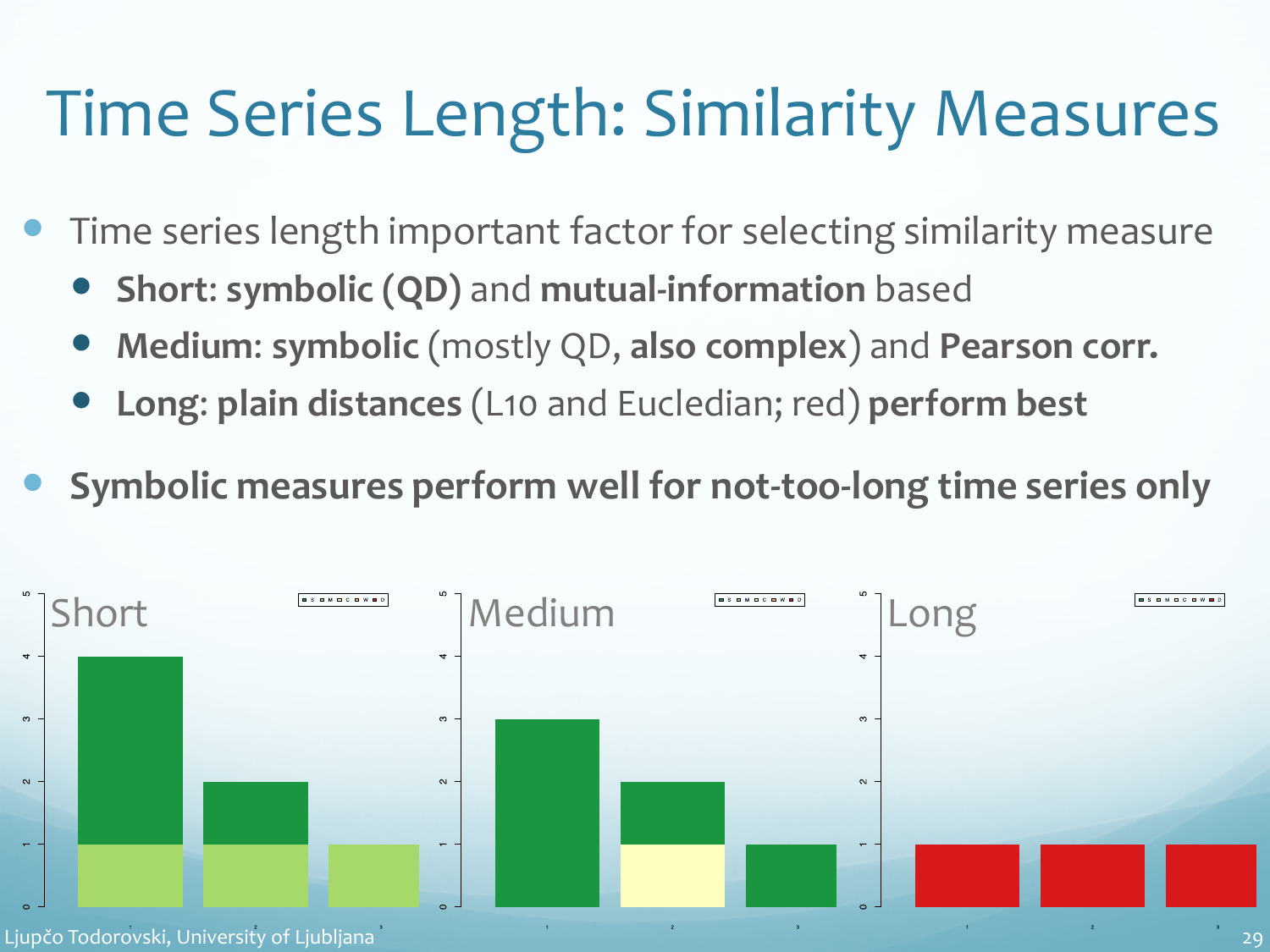# Time Series Length: Similarity Measures

- Time series length important factor for selecting similarity measure
  - **Short**: **symbolic (QD)** and **mutual-information** based
  - **Medium**: **symbolic** (mostly QD, **also complex**) and **Pearson corr.**
  - **Long**: **plain distances** (L10 and Eucledian; red) **perform best**
- **Symbolic measures perform well for not-too-long time series only**

Short

Medium

Long

Ljupčo Todorovski, University of Ljubljana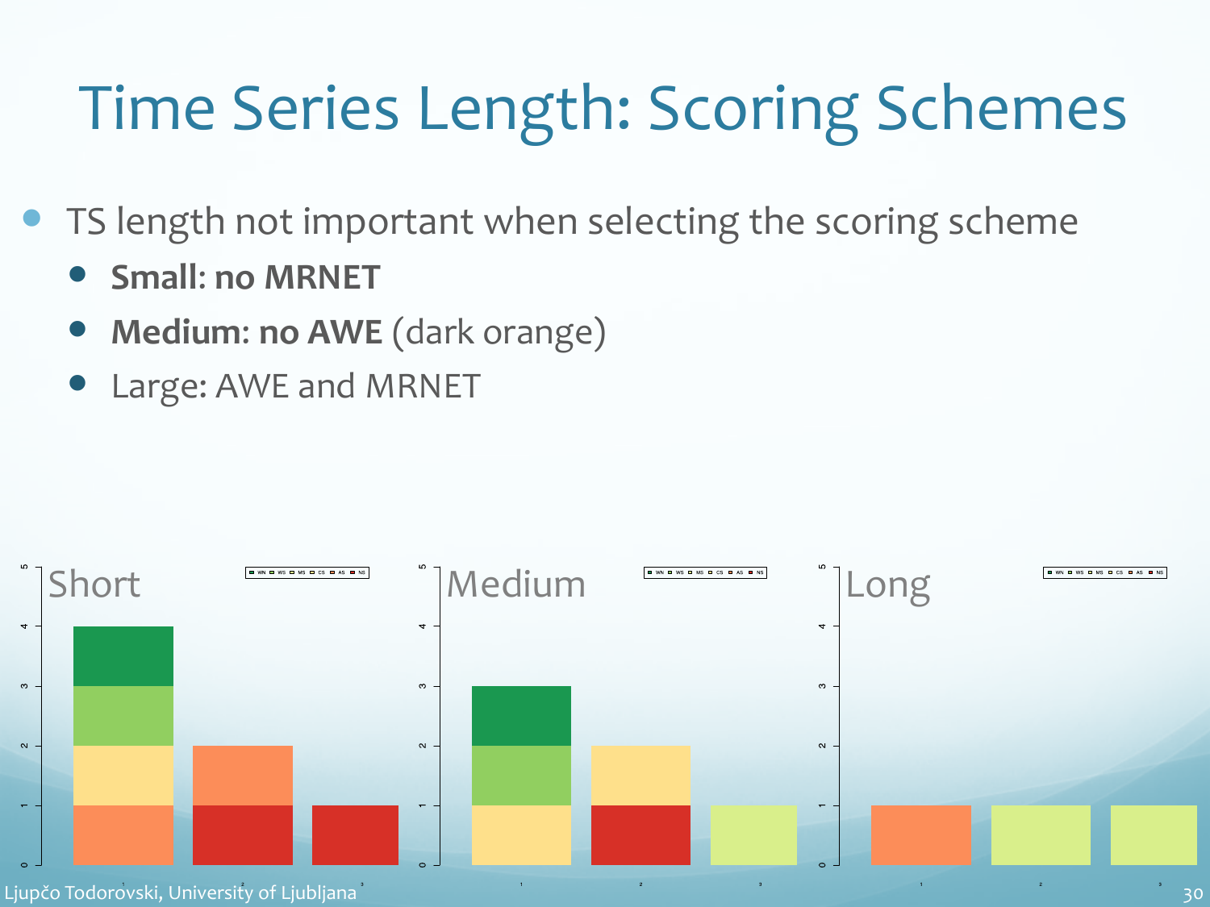# Time Series Length: Scoring Schemes

- TS length not important when selecting the scoring scheme
  - **Small: no MRNET**
  - **Medium: no AWE** (dark orange)
  - Large: AWE and MRNET

Short

Medium

Long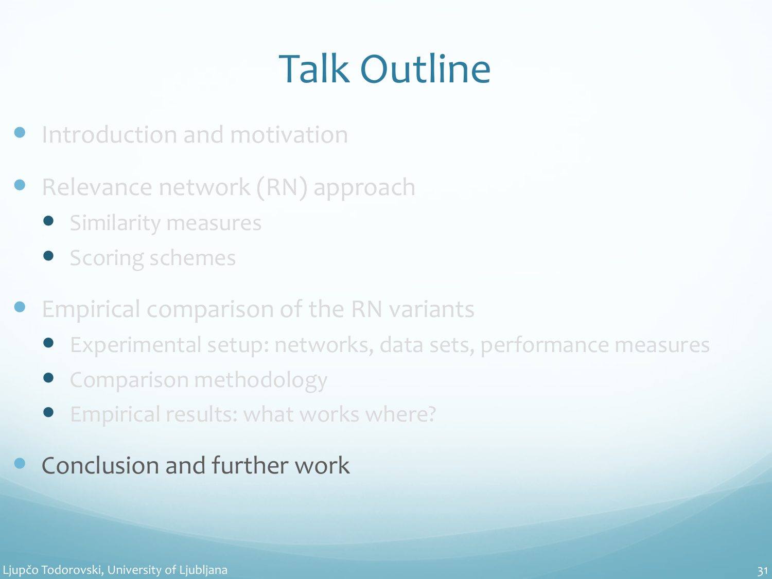# Talk Outline

- Introduction and motivation
- Relevance network (RN) approach
  - Similarity measures
  - Scoring schemes
- Empirical comparison of the RN variants
  - Experimental setup: networks, data sets, performance measures
  - Comparison methodology
  - Empirical results: what works where?
- Conclusion and further work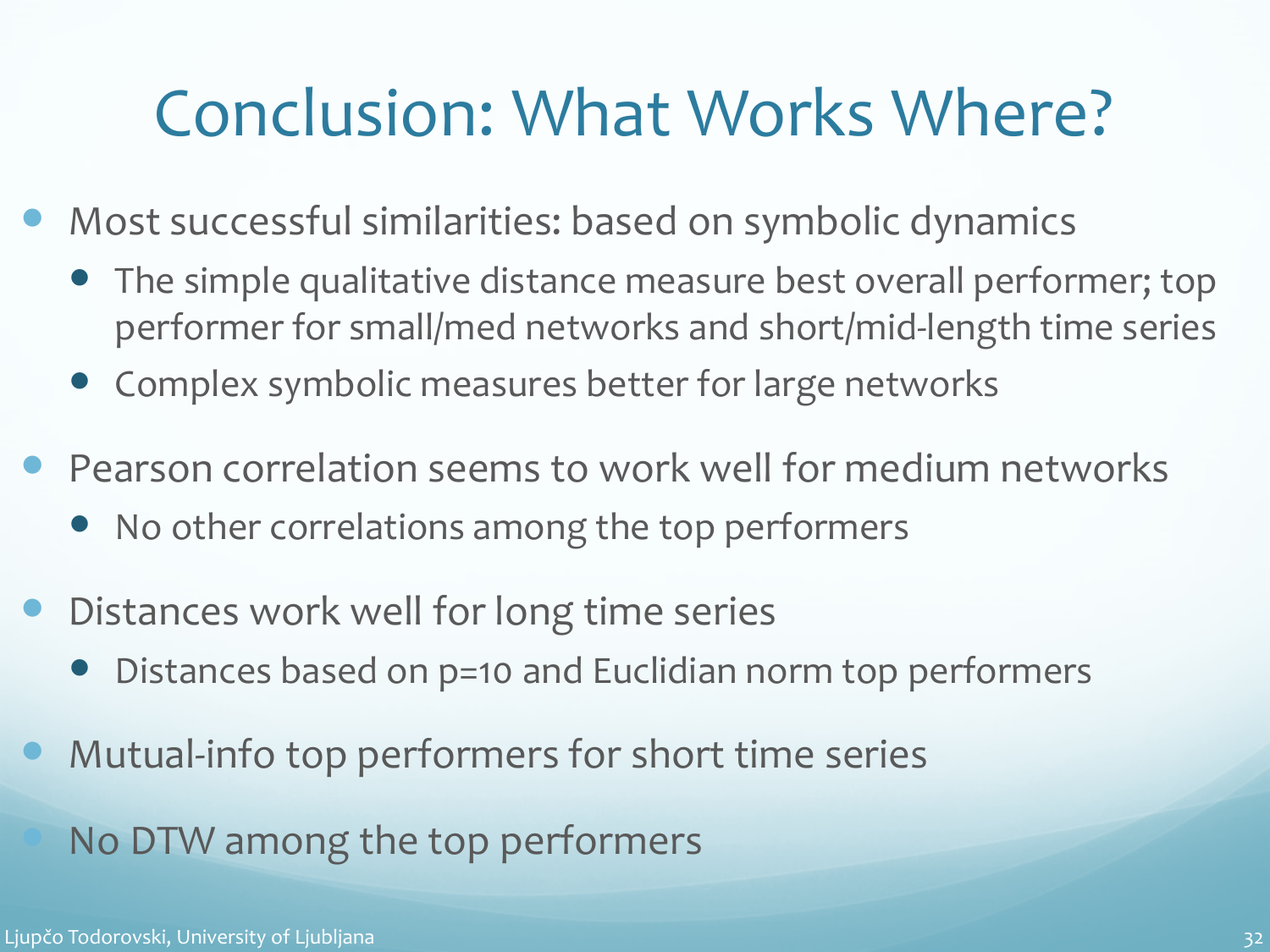# Conclusion: What Works Where?

- Most successful similarities: based on symbolic dynamics
  - The simple qualitative distance measure best overall performer; top performer for small/med networks and short/mid-length time series
  - Complex symbolic measures better for large networks
- Pearson correlation seems to work well for medium networks
  - No other correlations among the top performers
- Distances work well for long time series
  - Distances based on p=10 and Euclidian norm top performers
- Mutual-info top performers for short time series
- No DTW among the top performers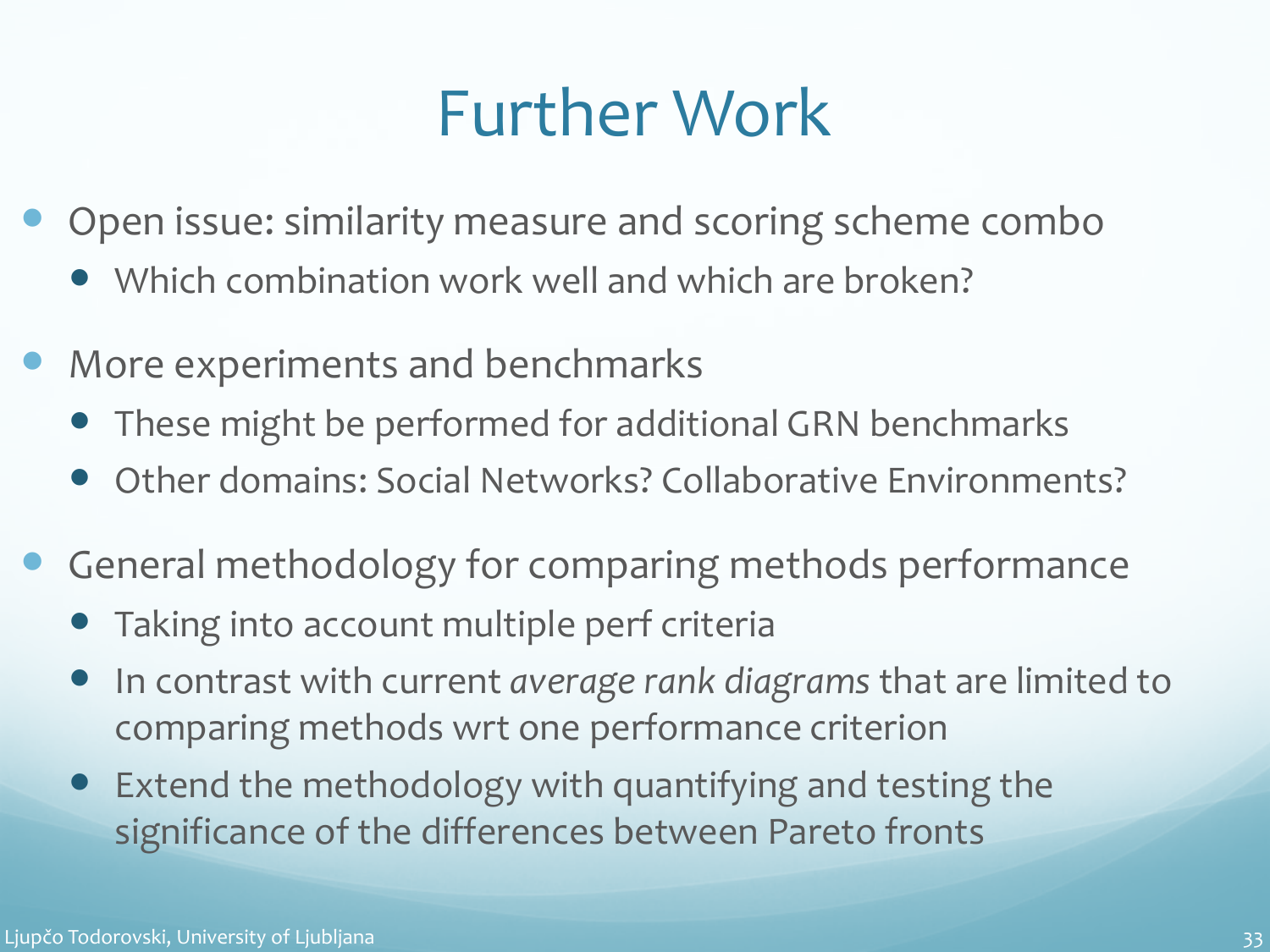# Further Work

- Open issue: similarity measure and scoring scheme combo
  - Which combination work well and which are broken?
- More experiments and benchmarks
  - These might be performed for additional GRN benchmarks
  - Other domains: Social Networks? Collaborative Environments?
- General methodology for comparing methods performance
  - Taking into account multiple perf criteria
  - In contrast with current *average rank diagrams* that are limited to comparing methods wrt one performance criterion
  - Extend the methodology with quantifying and testing the significance of the differences between Pareto fronts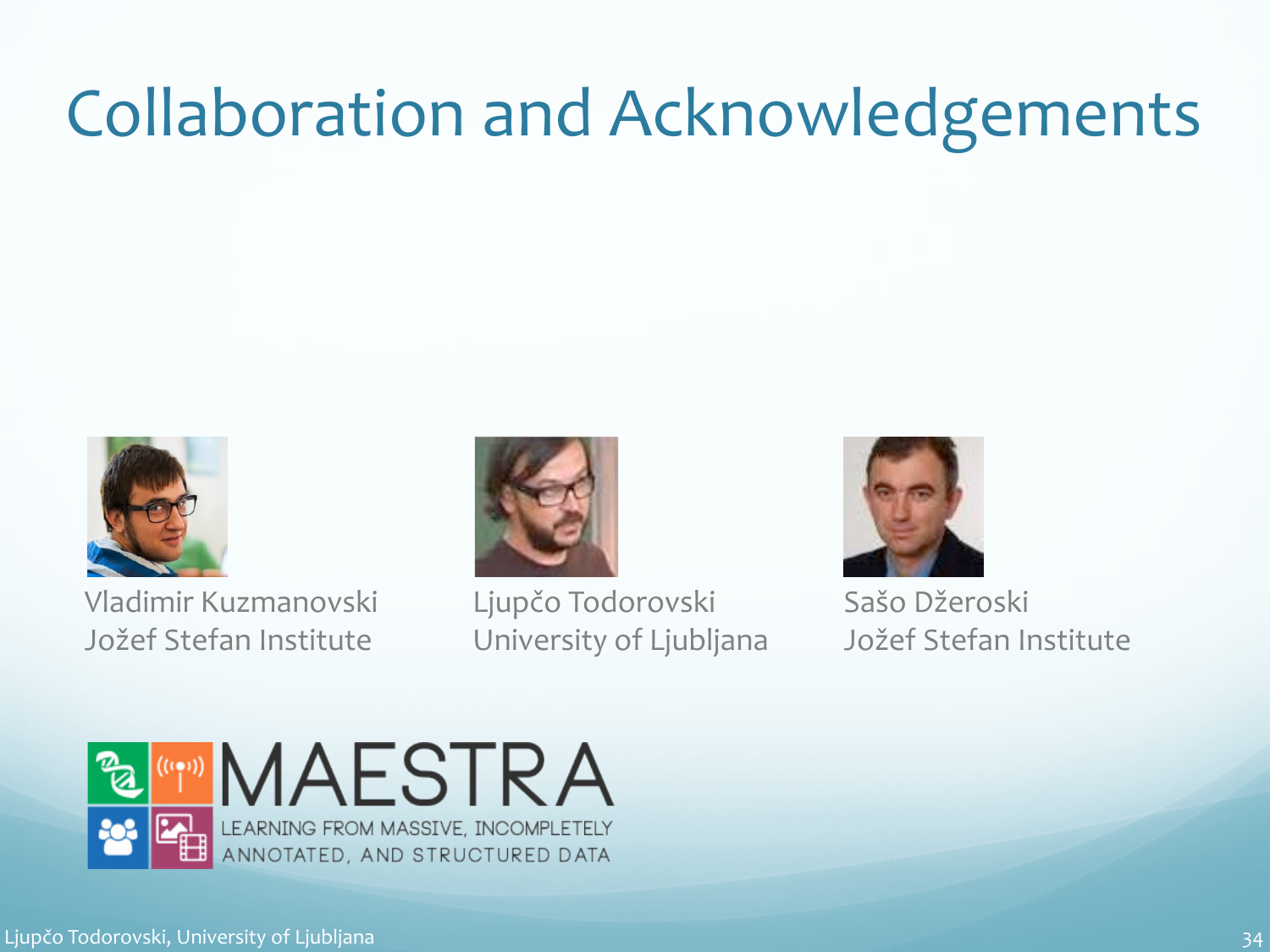# Collaboration and Acknowledgements

Vladimir Kuzmanovski
Jožef Stefan Institute

Ljupčo Todorovski
University of Ljubljana

Sašo Džeroski
Jožef Stefan Institute

MAESTRA
LEARNING FROM MASSIVE, INCOMPLETELY ANNOTATED, AND STRUCTURED DATA